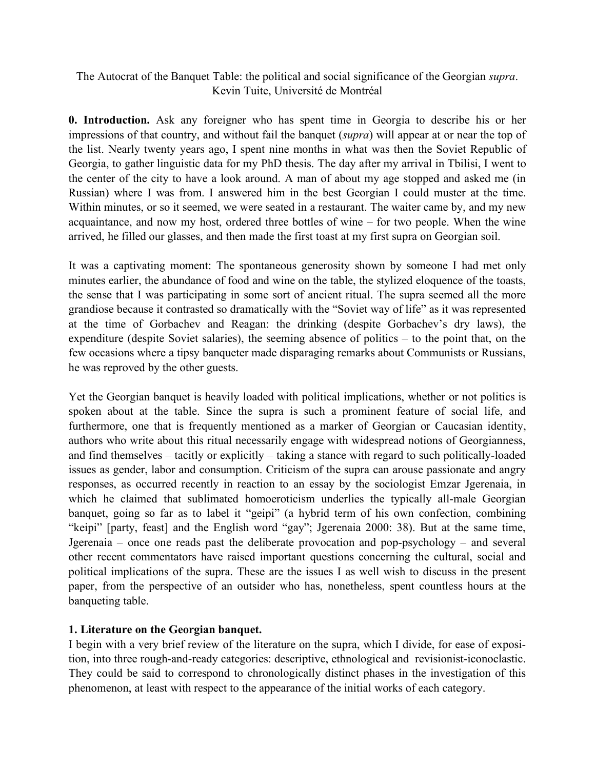The Autocrat of the Banquet Table: the political and social significance of the Georgian *supra*.
Kevin Tuite, Université de Montréal

**0. Introduction.** Ask any foreigner who has spent time in Georgia to describe his or her impressions of that country, and without fail the banquet (*supra*) will appear at or near the top of the list. Nearly twenty years ago, I spent nine months in what was then the Soviet Republic of Georgia, to gather linguistic data for my PhD thesis. The day after my arrival in Tbilisi, I went to the center of the city to have a look around. A man of about my age stopped and asked me (in Russian) where I was from. I answered him in the best Georgian I could muster at the time. Within minutes, or so it seemed, we were seated in a restaurant. The waiter came by, and my new acquaintance, and now my host, ordered three bottles of wine – for two people. When the wine arrived, he filled our glasses, and then made the first toast at my first supra on Georgian soil.

It was a captivating moment: The spontaneous generosity shown by someone I had met only minutes earlier, the abundance of food and wine on the table, the stylized eloquence of the toasts, the sense that I was participating in some sort of ancient ritual. The supra seemed all the more grandiose because it contrasted so dramatically with the "Soviet way of life" as it was represented at the time of Gorbachev and Reagan: the drinking (despite Gorbachev's dry laws), the expenditure (despite Soviet salaries), the seeming absence of politics – to the point that, on the few occasions where a tipsy banqueter made disparaging remarks about Communists or Russians, he was reproved by the other guests.

Yet the Georgian banquet is heavily loaded with political implications, whether or not politics is spoken about at the table. Since the supra is such a prominent feature of social life, and furthermore, one that is frequently mentioned as a marker of Georgian or Caucasian identity, authors who write about this ritual necessarily engage with widespread notions of Georgianness, and find themselves – tacitly or explicitly – taking a stance with regard to such politically-loaded issues as gender, labor and consumption. Criticism of the supra can arouse passionate and angry responses, as occurred recently in reaction to an essay by the sociologist Emzar Jgerenaia, in which he claimed that sublimated homoeroticism underlies the typically all-male Georgian banquet, going so far as to label it "geipi" (a hybrid term of his own confection, combining "keipi" [party, feast] and the English word "gay"; Jgerenaia 2000: 38). But at the same time, Jgerenaia – once one reads past the deliberate provocation and pop-psychology – and several other recent commentators have raised important questions concerning the cultural, social and political implications of the supra. These are the issues I as well wish to discuss in the present paper, from the perspective of an outsider who has, nonetheless, spent countless hours at the banqueting table.

## 1. Literature on the Georgian banquet.

I begin with a very brief review of the literature on the supra, which I divide, for ease of exposition, into three rough-and-ready categories: descriptive, ethnological and revisionist-iconoclastic. They could be said to correspond to chronologically distinct phases in the investigation of this phenomenon, at least with respect to the appearance of the initial works of each category.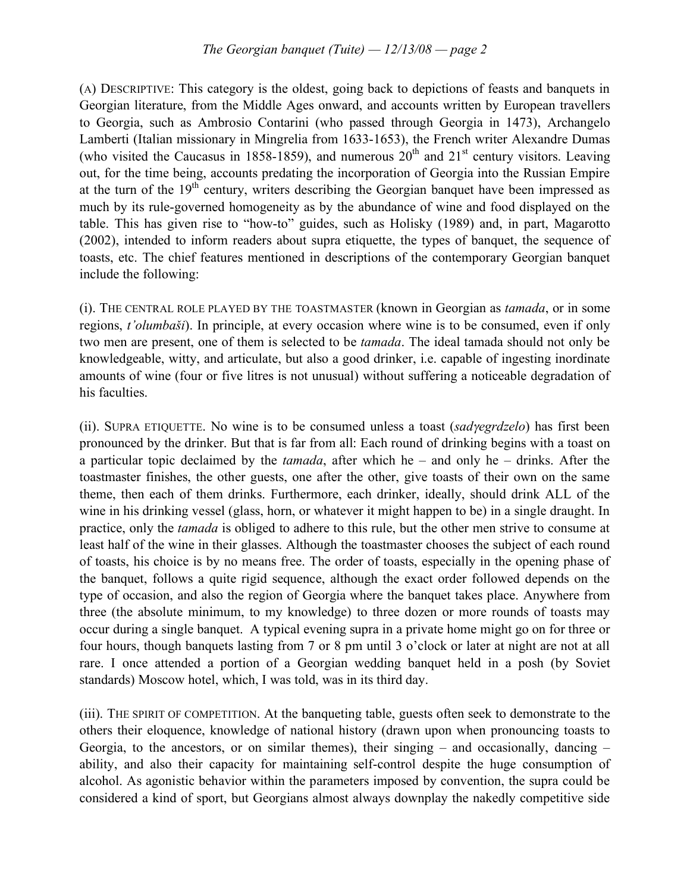(A) DESCRIPTIVE: This category is the oldest, going back to depictions of feasts and banquets in Georgian literature, from the Middle Ages onward, and accounts written by European travellers to Georgia, such as Ambrosio Contarini (who passed through Georgia in 1473), Archangelo Lamberti (Italian missionary in Mingrelia from 1633-1653), the French writer Alexandre Dumas (who visited the Caucasus in 1858-1859), and numerous 20th and 21st century visitors. Leaving out, for the time being, accounts predating the incorporation of Georgia into the Russian Empire at the turn of the 19th century, writers describing the Georgian banquet have been impressed as much by its rule-governed homogeneity as by the abundance of wine and food displayed on the table. This has given rise to "how-to" guides, such as Holisky (1989) and, in part, Magarotto (2002), intended to inform readers about supra etiquette, the types of banquet, the sequence of toasts, etc. The chief features mentioned in descriptions of the contemporary Georgian banquet include the following:

(i). THE CENTRAL ROLE PLAYED BY THE TOASTMASTER (known in Georgian as *tamada*, or in some regions, *t'olumbaši*). In principle, at every occasion where wine is to be consumed, even if only two men are present, one of them is selected to be *tamada*. The ideal tamada should not only be knowledgeable, witty, and articulate, but also a good drinker, i.e. capable of ingesting inordinate amounts of wine (four or five litres is not unusual) without suffering a noticeable degradation of his faculties.

(ii). SUPRA ETIQUETTE. No wine is to be consumed unless a toast (*sadɣegrdzelo*) has first been pronounced by the drinker. But that is far from all: Each round of drinking begins with a toast on a particular topic declaimed by the *tamada*, after which he – and only he – drinks. After the toastmaster finishes, the other guests, one after the other, give toasts of their own on the same theme, then each of them drinks. Furthermore, each drinker, ideally, should drink ALL of the wine in his drinking vessel (glass, horn, or whatever it might happen to be) in a single draught. In practice, only the *tamada* is obliged to adhere to this rule, but the other men strive to consume at least half of the wine in their glasses. Although the toastmaster chooses the subject of each round of toasts, his choice is by no means free. The order of toasts, especially in the opening phase of the banquet, follows a quite rigid sequence, although the exact order followed depends on the type of occasion, and also the region of Georgia where the banquet takes place. Anywhere from three (the absolute minimum, to my knowledge) to three dozen or more rounds of toasts may occur during a single banquet. A typical evening supra in a private home might go on for three or four hours, though banquets lasting from 7 or 8 pm until 3 o'clock or later at night are not at all rare. I once attended a portion of a Georgian wedding banquet held in a posh (by Soviet standards) Moscow hotel, which, I was told, was in its third day.

(iii). THE SPIRIT OF COMPETITION. At the banqueting table, guests often seek to demonstrate to the others their eloquence, knowledge of national history (drawn upon when pronouncing toasts to Georgia, to the ancestors, or on similar themes), their singing – and occasionally, dancing – ability, and also their capacity for maintaining self-control despite the huge consumption of alcohol. As agonistic behavior within the parameters imposed by convention, the supra could be considered a kind of sport, but Georgians almost always downplay the nakedly competitive side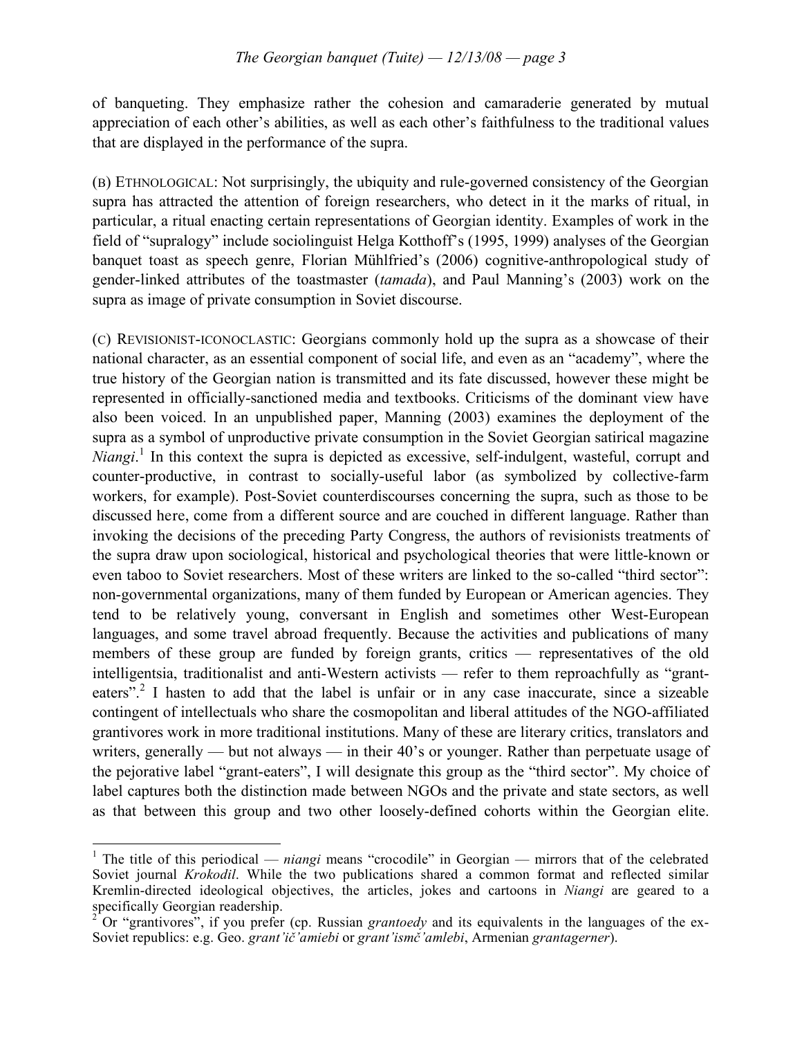of banqueting. They emphasize rather the cohesion and camaraderie generated by mutual appreciation of each other's abilities, as well as each other's faithfulness to the traditional values that are displayed in the performance of the supra.

(B) ETHNOLOGICAL: Not surprisingly, the ubiquity and rule-governed consistency of the Georgian supra has attracted the attention of foreign researchers, who detect in it the marks of ritual, in particular, a ritual enacting certain representations of Georgian identity. Examples of work in the field of "supralogy" include sociolinguist Helga Kotthoff's (1995, 1999) analyses of the Georgian banquet toast as speech genre, Florian Mühlfried's (2006) cognitive-anthropological study of gender-linked attributes of the toastmaster (*tamada*), and Paul Manning's (2003) work on the supra as image of private consumption in Soviet discourse.

(C) REVISIONIST-ICONOCLASTIC: Georgians commonly hold up the supra as a showcase of their national character, as an essential component of social life, and even as an "academy", where the true history of the Georgian nation is transmitted and its fate discussed, however these might be represented in officially-sanctioned media and textbooks. Criticisms of the dominant view have also been voiced. In an unpublished paper, Manning (2003) examines the deployment of the supra as a symbol of unproductive private consumption in the Soviet Georgian satirical magazine *Niangi*.[1] In this context the supra is depicted as excessive, self-indulgent, wasteful, corrupt and counter-productive, in contrast to socially-useful labor (as symbolized by collective-farm workers, for example). Post-Soviet counterdiscourses concerning the supra, such as those to be discussed here, come from a different source and are couched in different language. Rather than invoking the decisions of the preceding Party Congress, the authors of revisionists treatments of the supra draw upon sociological, historical and psychological theories that were little-known or even taboo to Soviet researchers. Most of these writers are linked to the so-called "third sector": non-governmental organizations, many of them funded by European or American agencies. They tend to be relatively young, conversant in English and sometimes other West-European languages, and some travel abroad frequently. Because the activities and publications of many members of these group are funded by foreign grants, critics — representatives of the old intelligentsia, traditionalist and anti-Western activists — refer to them reproachfully as "grant-eaters".[2] I hasten to add that the label is unfair or in any case inaccurate, since a sizeable contingent of intellectuals who share the cosmopolitan and liberal attitudes of the NGO-affiliated grantivores work in more traditional institutions. Many of these are literary critics, translators and writers, generally — but not always — in their 40's or younger. Rather than perpetuate usage of the pejorative label "grant-eaters", I will designate this group as the "third sector". My choice of label captures both the distinction made between NGOs and the private and state sectors, as well as that between this group and two other loosely-defined cohorts within the Georgian elite.

---

[1] The title of this periodical — *niangi* means "crocodile" in Georgian — mirrors that of the celebrated Soviet journal *Krokodil*. While the two publications shared a common format and reflected similar Kremlin-directed ideological objectives, the articles, jokes and cartoons in *Niangi* are geared to a specifically Georgian readership.

[2] Or "grantivores", if you prefer (cp. Russian *grantoedy* and its equivalents in the languages of the ex-Soviet republics: e.g. Geo. *grant'ič'amiebi* or *grant'ismč'amlebi*, Armenian *grantagerner*).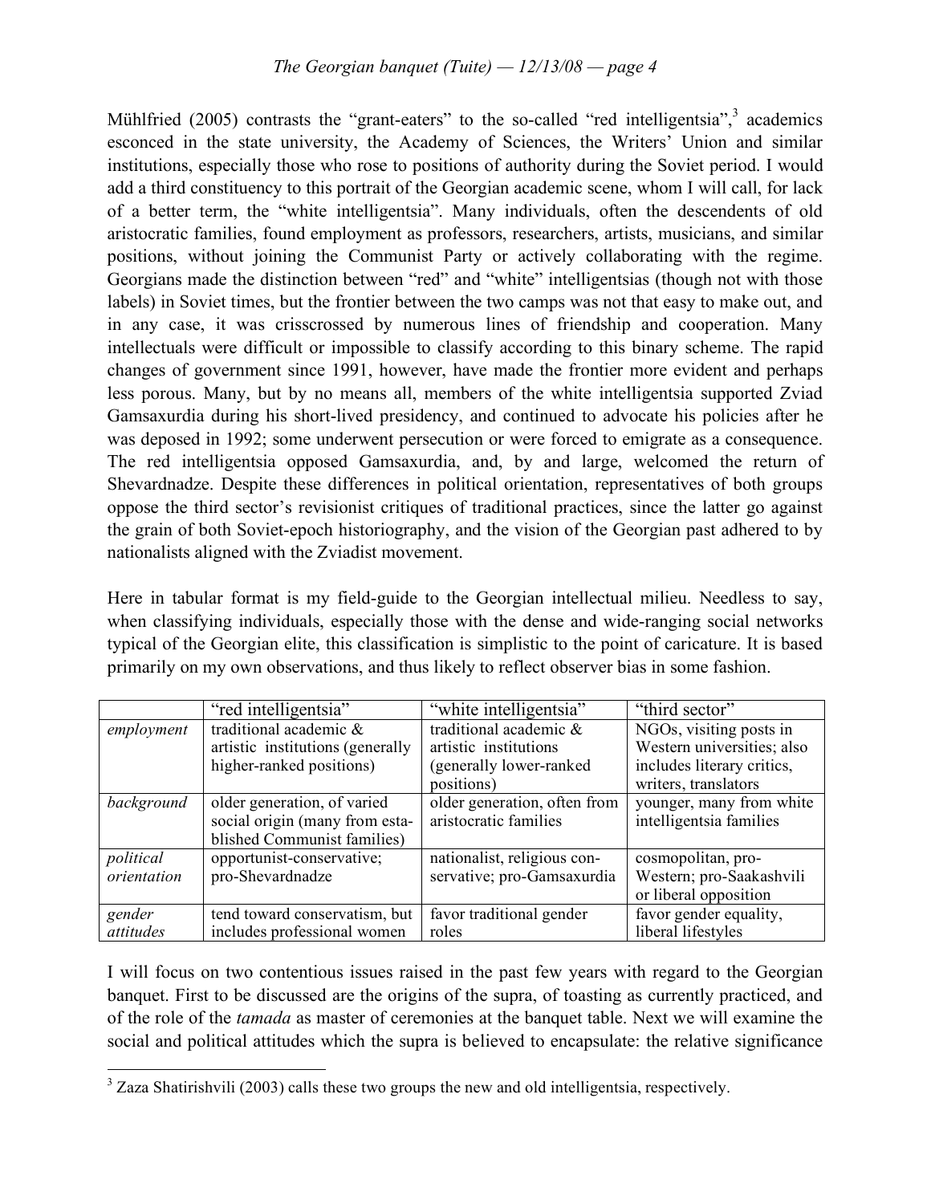Mühlfried (2005) contrasts the "grant-eaters" to the so-called "red intelligentsia",[3] academics ensconced in the state university, the Academy of Sciences, the Writers' Union and similar institutions, especially those who rose to positions of authority during the Soviet period. I would add a third constituency to this portrait of the Georgian academic scene, whom I will call, for lack of a better term, the "white intelligentsia". Many individuals, often the descendents of old aristocratic families, found employment as professors, researchers, artists, musicians, and similar positions, without joining the Communist Party or actively collaborating with the regime. Georgians made the distinction between "red" and "white" intelligentsias (though not with those labels) in Soviet times, but the frontier between the two camps was not that easy to make out, and in any case, it was crisscrossed by numerous lines of friendship and cooperation. Many intellectuals were difficult or impossible to classify according to this binary scheme. The rapid changes of government since 1991, however, have made the frontier more evident and perhaps less porous. Many, but by no means all, members of the white intelligentsia supported Zviad Gamsaxurdia during his short-lived presidency, and continued to advocate his policies after he was deposed in 1992; some underwent persecution or were forced to emigrate as a consequence. The red intelligentsia opposed Gamsaxurdia, and, by and large, welcomed the return of Shevardnadze. Despite these differences in political orientation, representatives of both groups oppose the third sector's revisionist critiques of traditional practices, since the latter go against the grain of both Soviet-epoch historiography, and the vision of the Georgian past adhered to by nationalists aligned with the Zviadist movement.

Here in tabular format is my field-guide to the Georgian intellectual milieu. Needless to say, when classifying individuals, especially those with the dense and wide-ranging social networks typical of the Georgian elite, this classification is simplistic to the point of caricature. It is based primarily on my own observations, and thus likely to reflect observer bias in some fashion.

| | "red intelligentsia" | "white intelligentsia" | "third sector" |
|---|---|---|---|
| *employment* | traditional academic & artistic institutions (generally higher-ranked positions) | traditional academic & artistic institutions (generally lower-ranked positions) | NGOs, visiting posts in Western universities; also includes literary critics, writers, translators |
| *background* | older generation, of varied social origin (many from established Communist families) | older generation, often from aristocratic families | younger, many from white intelligentsia families |
| *political orientation* | opportunist-conservative; pro-Shevardnadze | nationalist, religious conservative; pro-Gamsaxurdia | cosmopolitan, pro-Western; pro-Saakashvili or liberal opposition |
| *gender attitudes* | tend toward conservatism, but includes professional women | favor traditional gender roles | favor gender equality, liberal lifestyles |

I will focus on two contentious issues raised in the past few years with regard to the Georgian banquet. First to be discussed are the origins of the supra, of toasting as currently practiced, and of the role of the *tamada* as master of ceremonies at the banquet table. Next we will examine the social and political attitudes which the supra is believed to encapsulate: the relative significance

[3] Zaza Shatirishvili (2003) calls these two groups the new and old intelligentsia, respectively.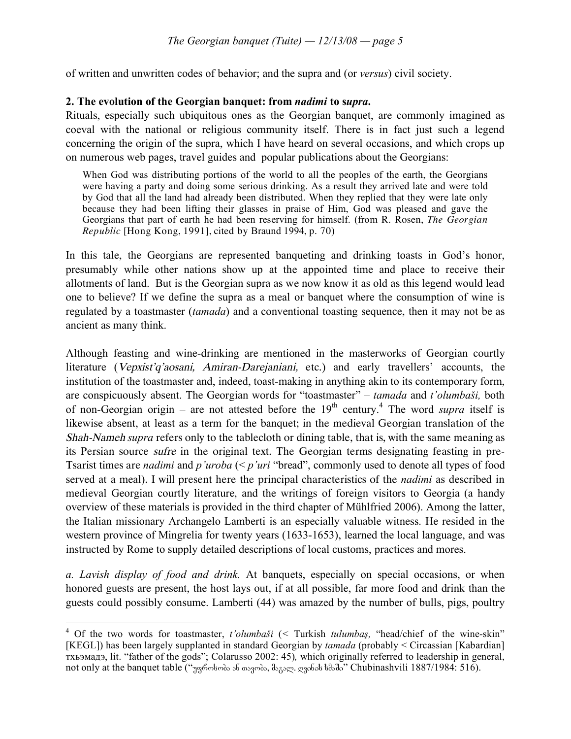of written and unwritten codes of behavior; and the supra and (or *versus*) civil society.

## 2. The evolution of the Georgian banquet: from *nadimi* to s*upra*.

Rituals, especially such ubiquitous ones as the Georgian banquet, are commonly imagined as coeval with the national or religious community itself. There is in fact just such a legend concerning the origin of the supra, which I have heard on several occasions, and which crops up on numerous web pages, travel guides and popular publications about the Georgians:

> When God was distributing portions of the world to all the peoples of the earth, the Georgians were having a party and doing some serious drinking. As a result they arrived late and were told by God that all the land had already been distributed. When they replied that they were late only because they had been lifting their glasses in praise of Him, God was pleased and gave the Georgians that part of earth he had been reserving for himself. (from R. Rosen, *The Georgian Republic* [Hong Kong, 1991], cited by Braund 1994, p. 70)

In this tale, the Georgians are represented banqueting and drinking toasts in God's honor, presumably while other nations show up at the appointed time and place to receive their allotments of land. But is the Georgian supra as we now know it as old as this legend would lead one to believe? If we define the supra as a meal or banquet where the consumption of wine is regulated by a toastmaster (*tamada*) and a conventional toasting sequence, then it may not be as ancient as many think.

Although feasting and wine-drinking are mentioned in the masterworks of Georgian courtly literature (*Vepxist'q'aosani, Amiran-Darejaniani,* etc.) and early travellers' accounts, the institution of the toastmaster and, indeed, toast-making in anything akin to its contemporary form, are conspicuously absent. The Georgian words for "toastmaster" – *tamada* and *t'olumbaši,* both of non-Georgian origin – are not attested before the 19th century.[4] The word *supra* itself is likewise absent, at least as a term for the banquet; in the medieval Georgian translation of the *Shah-Nameh supra* refers only to the tablecloth or dining table, that is, with the same meaning as its Persian source *sufre* in the original text. The Georgian terms designating feasting in pre-Tsarist times are *nadimi* and *p'uroba* (< *p'uri* "bread", commonly used to denote all types of food served at a meal). I will present here the principal characteristics of the *nadimi* as described in medieval Georgian courtly literature, and the writings of foreign visitors to Georgia (a handy overview of these materials is provided in the third chapter of Mühlfried 2006). Among the latter, the Italian missionary Archangelo Lamberti is an especially valuable witness. He resided in the western province of Mingrelia for twenty years (1633-1653), learned the local language, and was instructed by Rome to supply detailed descriptions of local customs, practices and mores.

*a. Lavish display of food and drink.* At banquets, especially on special occasions, or when honored guests are present, the host lays out, if at all possible, far more food and drink than the guests could possibly consume. Lamberti (44) was amazed by the number of bulls, pigs, poultry

---

[4] Of the two words for toastmaster, *t'olumbaši* (< Turkish *tulumbaş,* "head/chief of the wine-skin" [KEGL]) has been largely supplanted in standard Georgian by *tamada* (probably < Circassian [Kabardian] тхьэмадэ, lit. "father of the gods"; Colarusso 2002: 45)*,* which originally referred to leadership in general, not only at the banquet table ("უფროსობა ან თავობა, მაგალ. ღვინის სმაში" Chubinashvili 1887/1984: 516).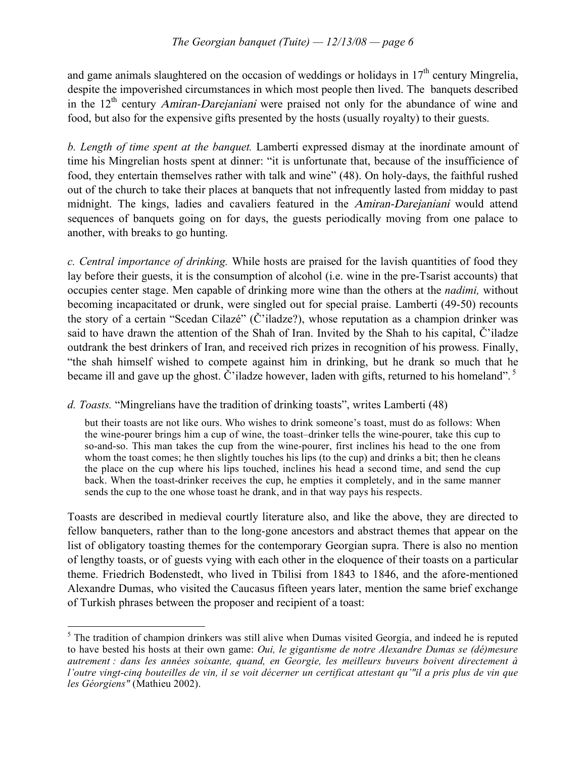and game animals slaughtered on the occasion of weddings or holidays in 17th century Mingrelia, despite the impoverished circumstances in which most people then lived. The banquets described in the 12th century *Amiran-Darejaniani* were praised not only for the abundance of wine and food, but also for the expensive gifts presented by the hosts (usually royalty) to their guests.

*b. Length of time spent at the banquet.* Lamberti expressed dismay at the inordinate amount of time his Mingrelian hosts spent at dinner: "it is unfortunate that, because of the insufficience of food, they entertain themselves rather with talk and wine" (48). On holy-days, the faithful rushed out of the church to take their places at banquets that not infrequently lasted from midday to past midnight. The kings, ladies and cavaliers featured in the *Amiran-Darejaniani* would attend sequences of banquets going on for days, the guests periodically moving from one palace to another, with breaks to go hunting.

*c. Central importance of drinking.* While hosts are praised for the lavish quantities of food they lay before their guests, it is the consumption of alcohol (i.e. wine in the pre-Tsarist accounts) that occupies center stage. Men capable of drinking more wine than the others at the *nadimi,* without becoming incapacitated or drunk, were singled out for special praise. Lamberti (49-50) recounts the story of a certain "Scedan Cilazé" (Č'iladze?), whose reputation as a champion drinker was said to have drawn the attention of the Shah of Iran. Invited by the Shah to his capital, Č'iladze outdrank the best drinkers of Iran, and received rich prizes in recognition of his prowess. Finally, "the shah himself wished to compete against him in drinking, but he drank so much that he became ill and gave up the ghost. Č'iladze however, laden with gifts, returned to his homeland".[5]

*d. Toasts.* "Mingrelians have the tradition of drinking toasts", writes Lamberti (48)

> but their toasts are not like ours. Who wishes to drink someone's toast, must do as follows: When the wine-pourer brings him a cup of wine, the toast–drinker tells the wine-pourer, take this cup to so-and-so. This man takes the cup from the wine-pourer, first inclines his head to the one from whom the toast comes; he then slightly touches his lips (to the cup) and drinks a bit; then he cleans the place on the cup where his lips touched, inclines his head a second time, and send the cup back. When the toast-drinker receives the cup, he empties it completely, and in the same manner sends the cup to the one whose toast he drank, and in that way pays his respects.

Toasts are described in medieval courtly literature also, and like the above, they are directed to fellow banqueters, rather than to the long-gone ancestors and abstract themes that appear on the list of obligatory toasting themes for the contemporary Georgian supra. There is also no mention of lengthy toasts, or of guests vying with each other in the eloquence of their toasts on a particular theme. Friedrich Bodenstedt, who lived in Tbilisi from 1843 to 1846, and the afore-mentioned Alexandre Dumas, who visited the Caucasus fifteen years later, mention the same brief exchange of Turkish phrases between the proposer and recipient of a toast:

---

[5] The tradition of champion drinkers was still alive when Dumas visited Georgia, and indeed he is reputed to have bested his hosts at their own game: *Oui, le gigantisme de notre Alexandre Dumas se (dé)mesure autrement : dans les années soixante, quand, en Georgie, les meilleurs buveurs boivent directement à l'outre vingt-cinq bouteilles de vin, il se voit décerner un certificat attestant qu'"il a pris plus de vin que les Géorgiens"* (Mathieu 2002).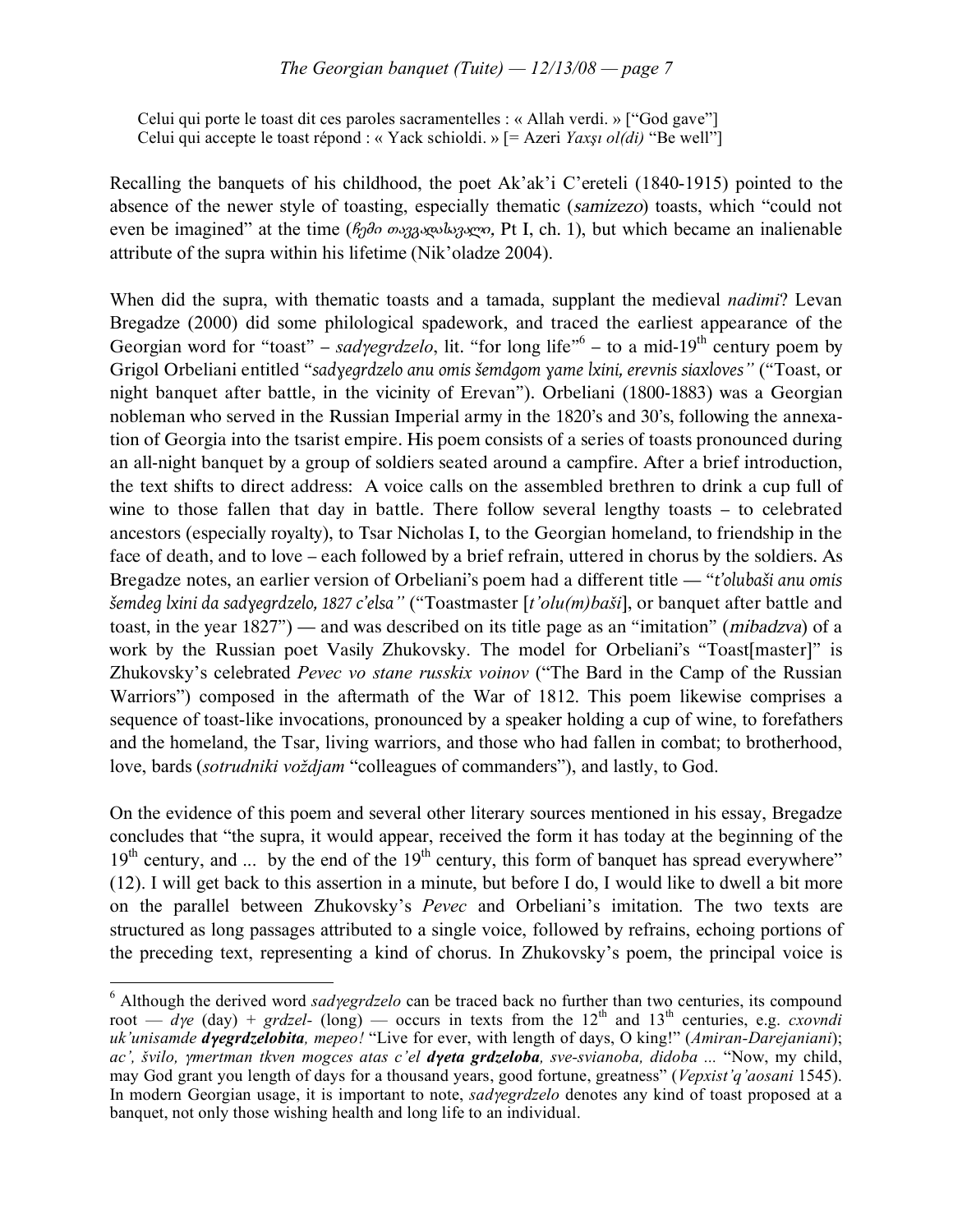Celui qui porte le toast dit ces paroles sacramentelles : « Allah verdi. » ["God gave"]
Celui qui accepte le toast répond : « Yack schioldi. » [= Azeri *Yaxşı ol(di)* "Be well"]

Recalling the banquets of his childhood, the poet Ak'ak'i C'ereteli (1840-1915) pointed to the absence of the newer style of toasting, especially thematic (*samizezo*) toasts, which "could not even be imagined" at the time (*ჩემი თავგადასავალი,* Pt I, ch. 1), but which became an inalienable attribute of the supra within his lifetime (Nik'oladze 2004).

When did the supra, with thematic toasts and a tamada, supplant the medieval *nadimi*? Levan Bregadze (2000) did some philological spadework, and traced the earliest appearance of the Georgian word for "toast" – *sadɣegrdzelo*, lit. "for long life"[6] – to a mid-19th century poem by Grigol Orbeliani entitled "*sadɣegrdzelo anu omis šemdgom ɣame lxini, erevnis siaxloves*" ("Toast, or night banquet after battle, in the vicinity of Erevan"). Orbeliani (1800-1883) was a Georgian nobleman who served in the Russian Imperial army in the 1820's and 30's, following the annexation of Georgia into the tsarist empire. His poem consists of a series of toasts pronounced during an all-night banquet by a group of soldiers seated around a campfire. After a brief introduction, the text shifts to direct address: A voice calls on the assembled brethren to drink a cup full of wine to those fallen that day in battle. There follow several lengthy toasts – to celebrated ancestors (especially royalty), to Tsar Nicholas I, to the Georgian homeland, to friendship in the face of death, and to love – each followed by a brief refrain, uttered in chorus by the soldiers. As Bregadze notes, an earlier version of Orbeliani's poem had a different title — "*t'olubaši anu omis šemdeg lxini da sadɣegrdzelo, 1827 c'elsa*" ("Toastmaster [*t'olu(m)baši*], or banquet after battle and toast, in the year 1827") — and was described on its title page as an "imitation" (*mibadzva*) of a work by the Russian poet Vasily Zhukovsky. The model for Orbeliani's "Toast[master]" is Zhukovsky's celebrated *Pevec vo stane russkix voinov* ("The Bard in the Camp of the Russian Warriors") composed in the aftermath of the War of 1812. This poem likewise comprises a sequence of toast-like invocations, pronounced by a speaker holding a cup of wine, to forefathers and the homeland, the Tsar, living warriors, and those who had fallen in combat; to brotherhood, love, bards (*sotrudniki voždjam* "colleagues of commanders"), and lastly, to God.

On the evidence of this poem and several other literary sources mentioned in his essay, Bregadze concludes that "the supra, it would appear, received the form it has today at the beginning of the 19th century, and ... by the end of the 19th century, this form of banquet has spread everywhere" (12). I will get back to this assertion in a minute, but before I do, I would like to dwell a bit more on the parallel between Zhukovsky's *Pevec* and Orbeliani's imitation. The two texts are structured as long passages attributed to a single voice, followed by refrains, echoing portions of the preceding text, representing a kind of chorus. In Zhukovsky's poem, the principal voice is

---

[6] Although the derived word *sadɣegrdzelo* can be traced back no further than two centuries, its compound root — *dɣe* (day) + *grdzel-* (long) — occurs in texts from the 12th and 13th centuries, e.g. *cxovndi uk'unisamde **dɣegrdzelobita**, mepeo!* "Live for ever, with length of days, O king!" (*Amiran-Darejaniani*); *ac', švilo, ɣmertman tkven mogces atas c'el **dɣeta grdzeloba**, sve-svianoba, didoba ...* "Now, my child, may God grant you length of days for a thousand years, good fortune, greatness" (*Vepxist'q'aosani* 1545). In modern Georgian usage, it is important to note, *sadɣegrdzelo* denotes any kind of toast proposed at a banquet, not only those wishing health and long life to an individual.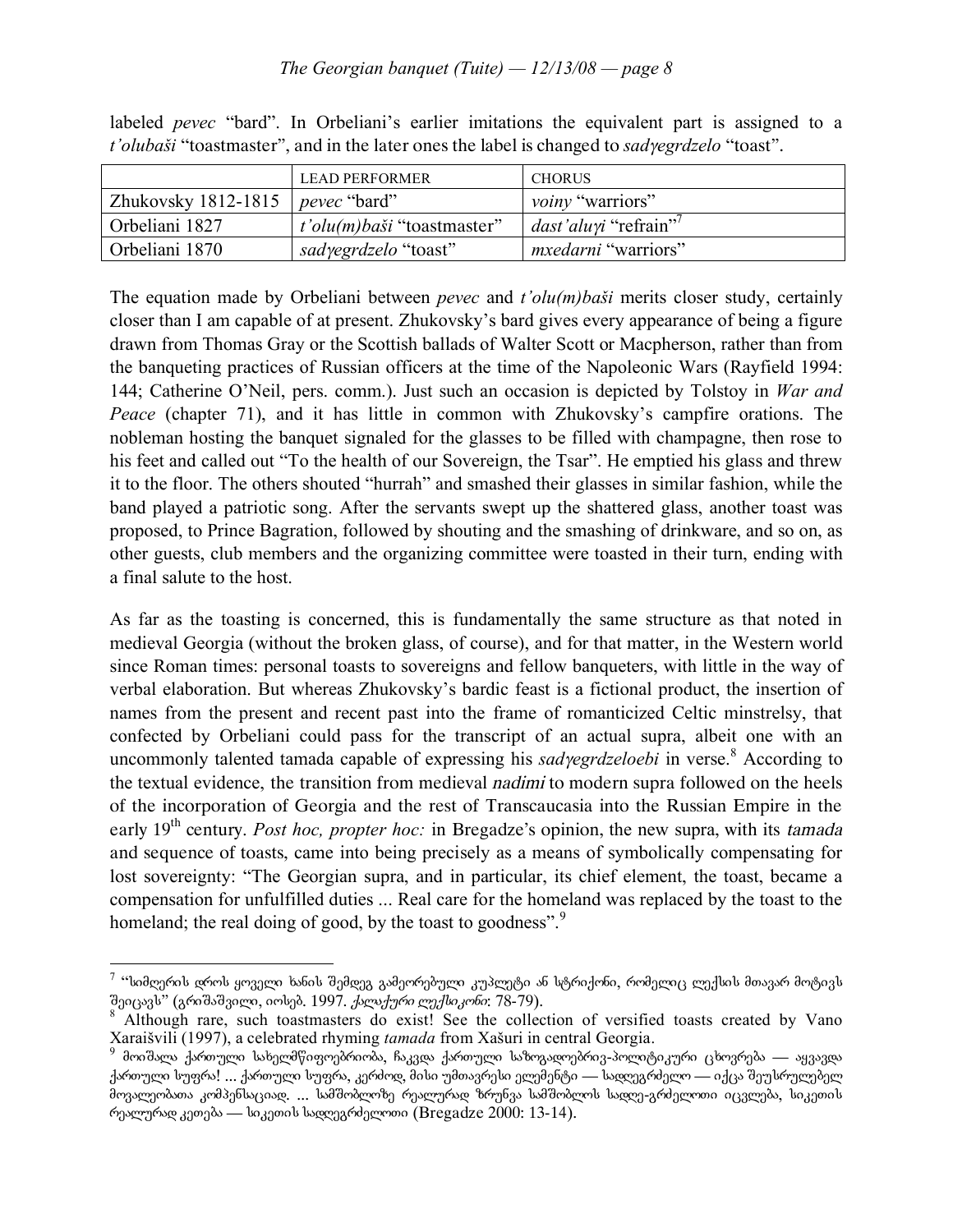labeled *pevec* "bard". In Orbeliani's earlier imitations the equivalent part is assigned to a *t'olubaši* "toastmaster", and in the later ones the label is changed to *sadγegrdzelo* "toast".

| | LEAD PERFORMER | CHORUS |
|---|---|---|
| Zhukovsky 1812-1815 | *pevec* "bard" | *voiny* "warriors" |
| Orbeliani 1827 | *t'olu(m)baši* "toastmaster" | *dast'aluγi* "refrain"[7] |
| Orbeliani 1870 | *sadγegrdzelo* "toast" | *mxedarni* "warriors" |

The equation made by Orbeliani between *pevec* and *t'olu(m)baši* merits closer study, certainly closer than I am capable of at present. Zhukovsky's bard gives every appearance of being a figure drawn from Thomas Gray or the Scottish ballads of Walter Scott or Macpherson, rather than from the banqueting practices of Russian officers at the time of the Napoleonic Wars (Rayfield 1994: 144; Catherine O'Neil, pers. comm.). Just such an occasion is depicted by Tolstoy in *War and Peace* (chapter 71), and it has little in common with Zhukovsky's campfire orations. The nobleman hosting the banquet signaled for the glasses to be filled with champagne, then rose to his feet and called out "To the health of our Sovereign, the Tsar". He emptied his glass and threw it to the floor. The others shouted "hurrah" and smashed their glasses in similar fashion, while the band played a patriotic song. After the servants swept up the shattered glass, another toast was proposed, to Prince Bagration, followed by shouting and the smashing of drinkware, and so on, as other guests, club members and the organizing committee were toasted in their turn, ending with a final salute to the host.

As far as the toasting is concerned, this is fundamentally the same structure as that noted in medieval Georgia (without the broken glass, of course), and for that matter, in the Western world since Roman times: personal toasts to sovereigns and fellow banqueters, with little in the way of verbal elaboration. But whereas Zhukovsky's bardic feast is a fictional product, the insertion of names from the present and recent past into the frame of romanticized Celtic minstrelsy, that confected by Orbeliani could pass for the transcript of an actual supra, albeit one with an uncommonly talented tamada capable of expressing his *sadγegrdzeloebi* in verse.[8] According to the textual evidence, the transition from medieval *nadimi* to modern supra followed on the heels of the incorporation of Georgia and the rest of Transcaucasia into the Russian Empire in the early 19th century. *Post hoc, propter hoc:* in Bregadze's opinion, the new supra, with its *tamada* and sequence of toasts, came into being precisely as a means of symbolically compensating for lost sovereignty: "The Georgian supra, and in particular, its chief element, the toast, became a compensation for unfulfilled duties ... Real care for the homeland was replaced by the toast to the homeland; the real doing of good, by the toast to goodness".[9]

---

[7] "სიმღერის დროს ყოველი ხანის შემდეგ გამეორებული კუპლეტი ან სტრიქონი, რომელიც ლექსის მთავარ მოტივს შეიცავს" (გრიშაშვილი, იოსებ. 1997. *ქალაქური ლექსიკონი*: 78-79).

[8] Although rare, such toastmasters do exist! See the collection of versified toasts created by Vano Xaraišvili (1997), a celebrated rhyming *tamada* from Xašuri in central Georgia.

[9] მოიშალა ქართული სახელმწიფოებრიობა, ჩაკვდა ქართული საზოგადოებრივ-პოლიტიკური ცხოვრება — აყვავდა ქართული სუფრა! ... ქართული სუფრა, კერძოდ, მისი უმთავრესი ელემენტი — სადღეგრძელო — იქცა შეუსრულებელ მოვალეობათა კომპენსაციად. ... სამშობლოზე რეალურად ზრუნვა სამშობლოს სადღე-გრძელოთი იცვლება, სიკეთის რეალურად კეთება — სიკეთის სადღეგრძელოთი (Bregadze 2000: 13-14).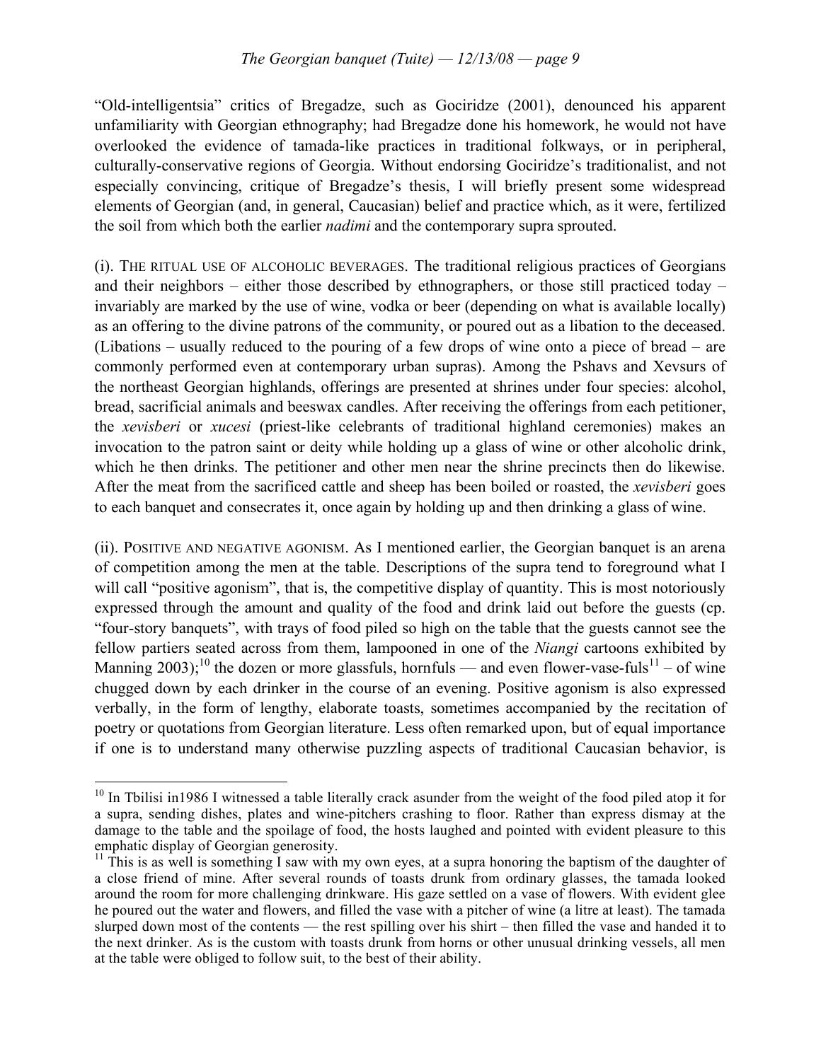"Old-intelligentsia" critics of Bregadze, such as Gociridze (2001), denounced his apparent unfamiliarity with Georgian ethnography; had Bregadze done his homework, he would not have overlooked the evidence of tamada-like practices in traditional folkways, or in peripheral, culturally-conservative regions of Georgia. Without endorsing Gociridze's traditionalist, and not especially convincing, critique of Bregadze's thesis, I will briefly present some widespread elements of Georgian (and, in general, Caucasian) belief and practice which, as it were, fertilized the soil from which both the earlier *nadimi* and the contemporary supra sprouted.

(i). THE RITUAL USE OF ALCOHOLIC BEVERAGES. The traditional religious practices of Georgians and their neighbors – either those described by ethnographers, or those still practiced today – invariably are marked by the use of wine, vodka or beer (depending on what is available locally) as an offering to the divine patrons of the community, or poured out as a libation to the deceased. (Libations – usually reduced to the pouring of a few drops of wine onto a piece of bread – are commonly performed even at contemporary urban supras). Among the Pshavs and Xevsurs of the northeast Georgian highlands, offerings are presented at shrines under four species: alcohol, bread, sacrificial animals and beeswax candles. After receiving the offerings from each petitioner, the *xevisberi* or *xucesi* (priest-like celebrants of traditional highland ceremonies) makes an invocation to the patron saint or deity while holding up a glass of wine or other alcoholic drink, which he then drinks. The petitioner and other men near the shrine precincts then do likewise. After the meat from the sacrificed cattle and sheep has been boiled or roasted, the *xevisberi* goes to each banquet and consecrates it, once again by holding up and then drinking a glass of wine.

(ii). POSITIVE AND NEGATIVE AGONISM. As I mentioned earlier, the Georgian banquet is an arena of competition among the men at the table. Descriptions of the supra tend to foreground what I will call "positive agonism", that is, the competitive display of quantity. This is most notoriously expressed through the amount and quality of the food and drink laid out before the guests (cp. "four-story banquets", with trays of food piled so high on the table that the guests cannot see the fellow partiers seated across from them, lampooned in one of the *Niangi* cartoons exhibited by Manning 2003);[10] the dozen or more glassfuls, hornfuls — and even flower-vase-fuls[11] – of wine chugged down by each drinker in the course of an evening. Positive agonism is also expressed verbally, in the form of lengthy, elaborate toasts, sometimes accompanied by the recitation of poetry or quotations from Georgian literature. Less often remarked upon, but of equal importance if one is to understand many otherwise puzzling aspects of traditional Caucasian behavior, is

---

[10] In Tbilisi in1986 I witnessed a table literally crack asunder from the weight of the food piled atop it for a supra, sending dishes, plates and wine-pitchers crashing to floor. Rather than express dismay at the damage to the table and the spoilage of food, the hosts laughed and pointed with evident pleasure to this emphatic display of Georgian generosity.

[11] This is as well is something I saw with my own eyes, at a supra honoring the baptism of the daughter of a close friend of mine. After several rounds of toasts drunk from ordinary glasses, the tamada looked around the room for more challenging drinkware. His gaze settled on a vase of flowers. With evident glee he poured out the water and flowers, and filled the vase with a pitcher of wine (a litre at least). The tamada slurped down most of the contents — the rest spilling over his shirt – then filled the vase and handed it to the next drinker. As is the custom with toasts drunk from horns or other unusual drinking vessels, all men at the table were obliged to follow suit, to the best of their ability.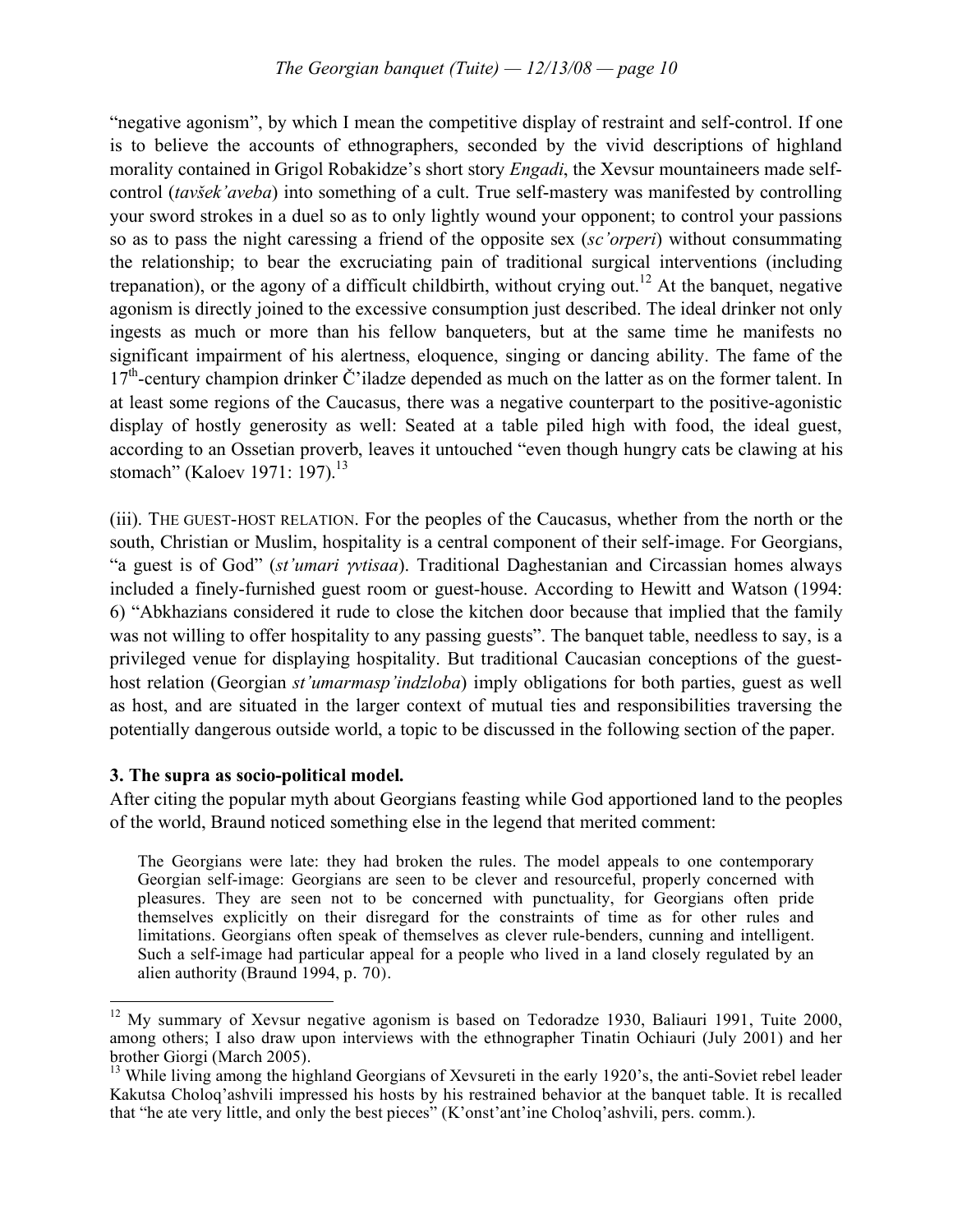"negative agonism", by which I mean the competitive display of restraint and self-control. If one is to believe the accounts of ethnographers, seconded by the vivid descriptions of highland morality contained in Grigol Robakidze's short story *Engadi*, the Xevsur mountaineers made self-control (*tavšek'aveba*) into something of a cult. True self-mastery was manifested by controlling your sword strokes in a duel so as to only lightly wound your opponent; to control your passions so as to pass the night caressing a friend of the opposite sex (*sc'orperi*) without consummating the relationship; to bear the excruciating pain of traditional surgical interventions (including trepanation), or the agony of a difficult childbirth, without crying out.[12] At the banquet, negative agonism is directly joined to the excessive consumption just described. The ideal drinker not only ingests as much or more than his fellow banqueters, but at the same time he manifests no significant impairment of his alertness, eloquence, singing or dancing ability. The fame of the 17th-century champion drinker Č'iladze depended as much on the latter as on the former talent. In at least some regions of the Caucasus, there was a negative counterpart to the positive-agonistic display of hostly generosity as well: Seated at a table piled high with food, the ideal guest, according to an Ossetian proverb, leaves it untouched "even though hungry cats be clawing at his stomach" (Kaloev 1971: 197).[13]

(iii). THE GUEST-HOST RELATION. For the peoples of the Caucasus, whether from the north or the south, Christian or Muslim, hospitality is a central component of their self-image. For Georgians, "a guest is of God" (*st'umari γvtisaa*). Traditional Daghestanian and Circassian homes always included a finely-furnished guest room or guest-house. According to Hewitt and Watson (1994: 6) "Abkhazians considered it rude to close the kitchen door because that implied that the family was not willing to offer hospitality to any passing guests". The banquet table, needless to say, is a privileged venue for displaying hospitality. But traditional Caucasian conceptions of the guest-host relation (Georgian *st'umarmasp'indzloba*) imply obligations for both parties, guest as well as host, and are situated in the larger context of mutual ties and responsibilities traversing the potentially dangerous outside world, a topic to be discussed in the following section of the paper.

## 3. The supra as socio-political model.

After citing the popular myth about Georgians feasting while God apportioned land to the peoples of the world, Braund noticed something else in the legend that merited comment:

> The Georgians were late: they had broken the rules. The model appeals to one contemporary Georgian self-image: Georgians are seen to be clever and resourceful, properly concerned with pleasures. They are seen not to be concerned with punctuality, for Georgians often pride themselves explicitly on their disregard for the constraints of time as for other rules and limitations. Georgians often speak of themselves as clever rule-benders, cunning and intelligent. Such a self-image had particular appeal for a people who lived in a land closely regulated by an alien authority (Braund 1994, p. 70).

---

[12] My summary of Xevsur negative agonism is based on Tedoradze 1930, Baliauri 1991, Tuite 2000, among others; I also draw upon interviews with the ethnographer Tinatin Ochiauri (July 2001) and her brother Giorgi (March 2005).

[13] While living among the highland Georgians of Xevsureti in the early 1920's, the anti-Soviet rebel leader Kakutsa Choloq'ashvili impressed his hosts by his restrained behavior at the banquet table. It is recalled that "he ate very little, and only the best pieces" (K'onst'ant'ine Choloq'ashvili, pers. comm.).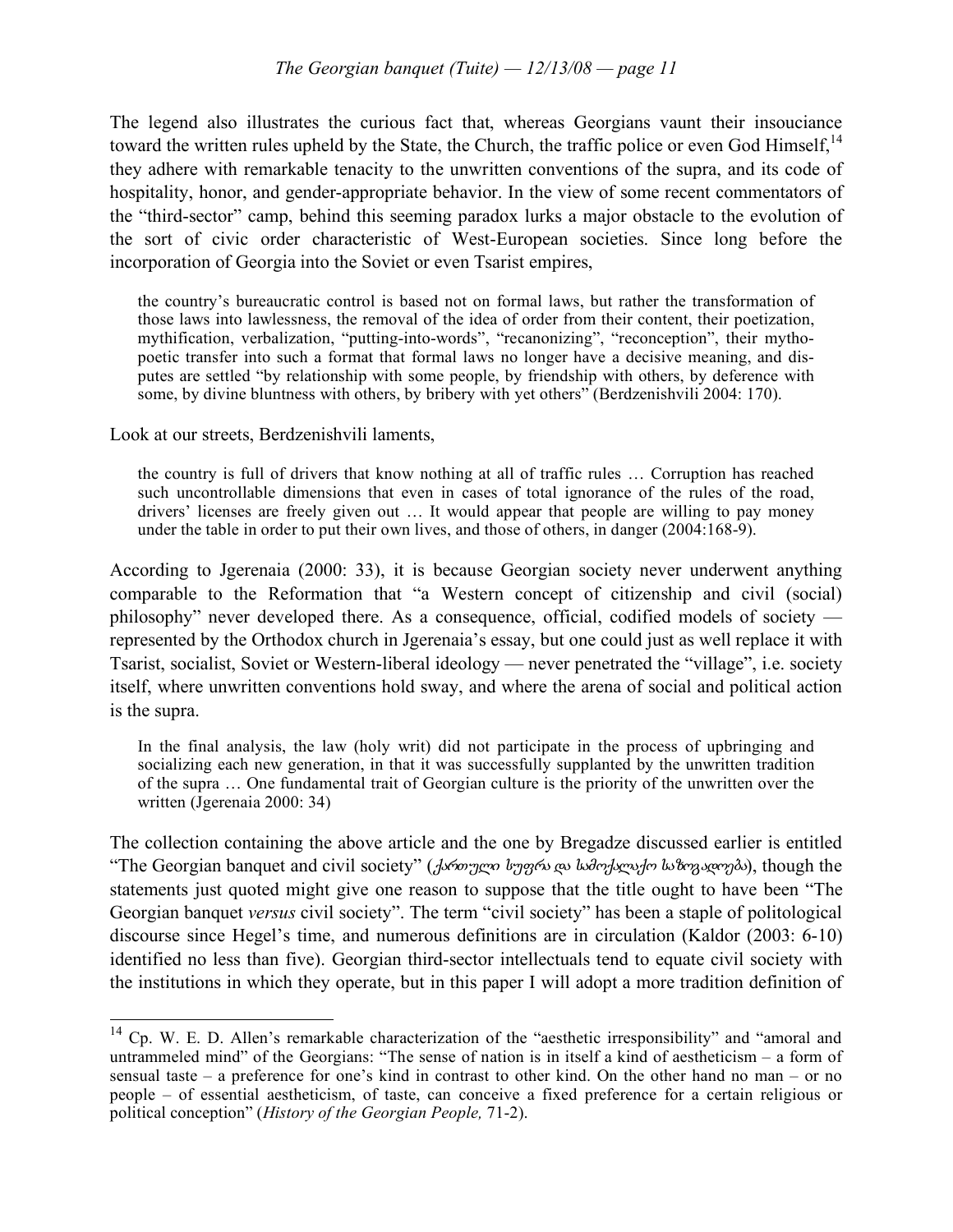The legend also illustrates the curious fact that, whereas Georgians vaunt their insouciance toward the written rules upheld by the State, the Church, the traffic police or even God Himself,[14] they adhere with remarkable tenacity to the unwritten conventions of the supra, and its code of hospitality, honor, and gender-appropriate behavior. In the view of some recent commentators of the "third-sector" camp, behind this seeming paradox lurks a major obstacle to the evolution of the sort of civic order characteristic of West-European societies. Since long before the incorporation of Georgia into the Soviet or even Tsarist empires,

> the country's bureaucratic control is based not on formal laws, but rather the transformation of those laws into lawlessness, the removal of the idea of order from their content, their poetization, mythification, verbalization, "putting-into-words", "recanonizing", "reconception", their mythopoetic transfer into such a format that formal laws no longer have a decisive meaning, and disputes are settled "by relationship with some people, by friendship with others, by deference with some, by divine bluntness with others, by bribery with yet others" (Berdzenishvili 2004: 170).

Look at our streets, Berdzenishvili laments,

> the country is full of drivers that know nothing at all of traffic rules … Corruption has reached such uncontrollable dimensions that even in cases of total ignorance of the rules of the road, drivers' licenses are freely given out … It would appear that people are willing to pay money under the table in order to put their own lives, and those of others, in danger (2004:168-9).

According to Jgerenaia (2000: 33), it is because Georgian society never underwent anything comparable to the Reformation that "a Western concept of citizenship and civil (social) philosophy" never developed there. As a consequence, official, codified models of society — represented by the Orthodox church in Jgerenaia's essay, but one could just as well replace it with Tsarist, socialist, Soviet or Western-liberal ideology — never penetrated the "village", i.e. society itself, where unwritten conventions hold sway, and where the arena of social and political action is the supra.

> In the final analysis, the law (holy writ) did not participate in the process of upbringing and socializing each new generation, in that it was successfully supplanted by the unwritten tradition of the supra … One fundamental trait of Georgian culture is the priority of the unwritten over the written (Jgerenaia 2000: 34)

The collection containing the above article and the one by Bregadze discussed earlier is entitled "The Georgian banquet and civil society" (*ქართული სუფრა და სამოქალაქო საზოგადოება*), though the statements just quoted might give one reason to suppose that the title ought to have been "The Georgian banquet *versus* civil society". The term "civil society" has been a staple of politological discourse since Hegel's time, and numerous definitions are in circulation (Kaldor (2003: 6-10) identified no less than five). Georgian third-sector intellectuals tend to equate civil society with the institutions in which they operate, but in this paper I will adopt a more tradition definition of

---

[14] Cp. W. E. D. Allen's remarkable characterization of the "aesthetic irresponsibility" and "amoral and untrammeled mind" of the Georgians: "The sense of nation is in itself a kind of aestheticism – a form of sensual taste – a preference for one's kind in contrast to other kind. On the other hand no man – or no people – of essential aestheticism, of taste, can conceive a fixed preference for a certain religious or political conception" (*History of the Georgian People,* 71-2).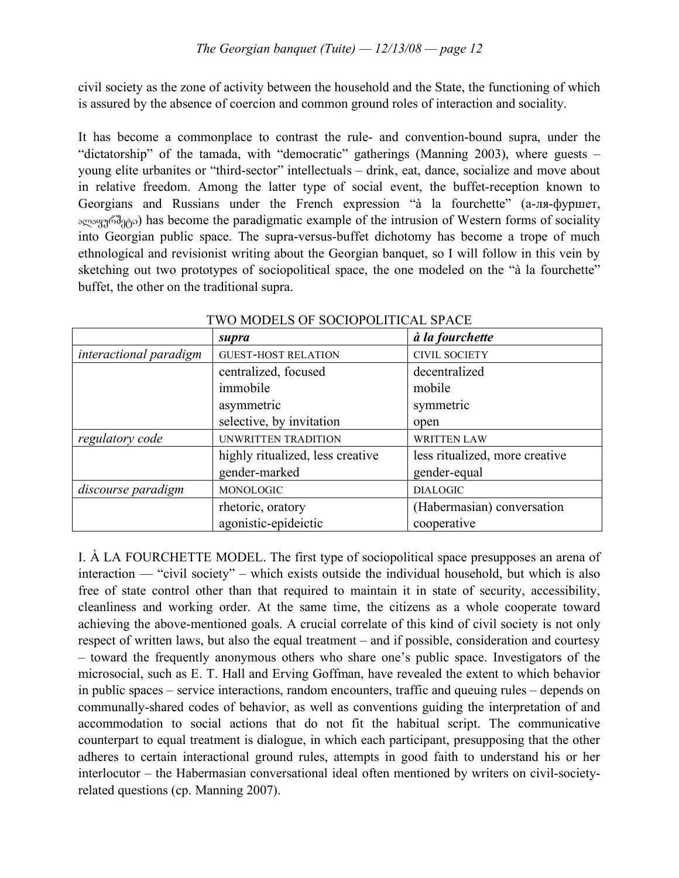civil society as the zone of activity between the household and the State, the functioning of which is assured by the absence of coercion and common ground roles of interaction and sociality.

It has become a commonplace to contrast the rule- and convention-bound supra, under the "dictatorship" of the tamada, with "democratic" gatherings (Manning 2003), where guests – young elite urbanites or "third-sector" intellectuals – drink, eat, dance, socialize and move about in relative freedom. Among the latter type of social event, the buffet-reception known to Georgians and Russians under the French expression "à la fourchette" (а-ля-фуршет, ალაფურშეტი) has become the paradigmatic example of the intrusion of Western forms of sociality into Georgian public space. The supra-versus-buffet dichotomy has become a trope of much ethnological and revisionist writing about the Georgian banquet, so I will follow in this vein by sketching out two prototypes of sociopolitical space, the one modeled on the "à la fourchette" buffet, the other on the traditional supra.

TWO MODELS OF SOCIOPOLITICAL SPACE

| | ***supra*** | ***à la fourchette*** |
|---|---|---|
| *interactional paradigm* | GUEST-HOST RELATION | CIVIL SOCIETY |
| | centralized, focused<br>immobile<br>asymmetric<br>selective, by invitation | decentralized<br>mobile<br>symmetric<br>open |
| *regulatory code* | UNWRITTEN TRADITION | WRITTEN LAW |
| | highly ritualized, less creative<br>gender-marked | less ritualized, more creative<br>gender-equal |
| *discourse paradigm* | MONOLOGIC | DIALOGIC |
| | rhetoric, oratory<br>agonistic-epideictic | (Habermasian) conversation<br>cooperative |

I. À LA FOURCHETTE MODEL. The first type of sociopolitical space presupposes an arena of interaction — "civil society" – which exists outside the individual household, but which is also free of state control other than that required to maintain it in state of security, accessibility, cleanliness and working order. At the same time, the citizens as a whole cooperate toward achieving the above-mentioned goals. A crucial correlate of this kind of civil society is not only respect of written laws, but also the equal treatment – and if possible, consideration and courtesy – toward the frequently anonymous others who share one's public space. Investigators of the microsocial, such as E. T. Hall and Erving Goffman, have revealed the extent to which behavior in public spaces – service interactions, random encounters, traffic and queuing rules – depends on communally-shared codes of behavior, as well as conventions guiding the interpretation of and accommodation to social actions that do not fit the habitual script. The communicative counterpart to equal treatment is dialogue, in which each participant, presupposing that the other adheres to certain interactional ground rules, attempts in good faith to understand his or her interlocutor – the Habermasian conversational ideal often mentioned by writers on civil-society-related questions (cp. Manning 2007).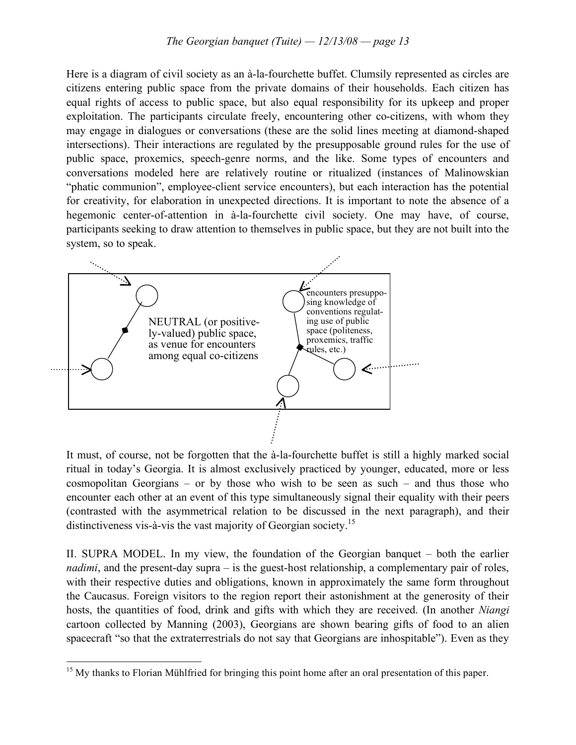Here is a diagram of civil society as an à-la-fourchette buffet. Clumsily represented as circles are citizens entering public space from the private domains of their households. Each citizen has equal rights of access to public space, but also equal responsibility for its upkeep and proper exploitation. The participants circulate freely, encountering other co-citizens, with whom they may engage in dialogues or conversations (these are the solid lines meeting at diamond-shaped intersections). Their interactions are regulated by the presupposable ground rules for the use of public space, proxemics, speech-genre norms, and the like. Some types of encounters and conversations modeled here are relatively routine or ritualized (instances of Malinowskian "phatic communion", employee-client service encounters), but each interaction has the potential for creativity, for elaboration in unexpected directions. It is important to note the absence of a hegemonic center-of-attention in à-la-fourchette civil society. One may have, of course, participants seeking to draw attention to themselves in public space, but they are not built into the system, so to speak.

NEUTRAL (or positively-valued) public space, as venue for encounters among equal co-citizens

encounters presupposing knowledge of conventions regulating use of public space (politeness, proxemics, traffic rules, etc.)

It must, of course, not be forgotten that the à-la-fourchette buffet is still a highly marked social ritual in today's Georgia. It is almost exclusively practiced by younger, educated, more or less cosmopolitan Georgians – or by those who wish to be seen as such – and thus those who encounter each other at an event of this type simultaneously signal their equality with their peers (contrasted with the asymmetrical relation to be discussed in the next paragraph), and their distinctiveness vis-à-vis the vast majority of Georgian society.[15]

II. SUPRA MODEL. In my view, the foundation of the Georgian banquet – both the earlier *nadimi*, and the present-day supra – is the guest-host relationship, a complementary pair of roles, with their respective duties and obligations, known in approximately the same form throughout the Caucasus. Foreign visitors to the region report their astonishment at the generosity of their hosts, the quantities of food, drink and gifts with which they are received. (In another *Niangi* cartoon collected by Manning (2003), Georgians are shown bearing gifts of food to an alien spacecraft "so that the extraterrestrials do not say that Georgians are inhospitable"). Even as they

[15] My thanks to Florian Mühlfried for bringing this point home after an oral presentation of this paper.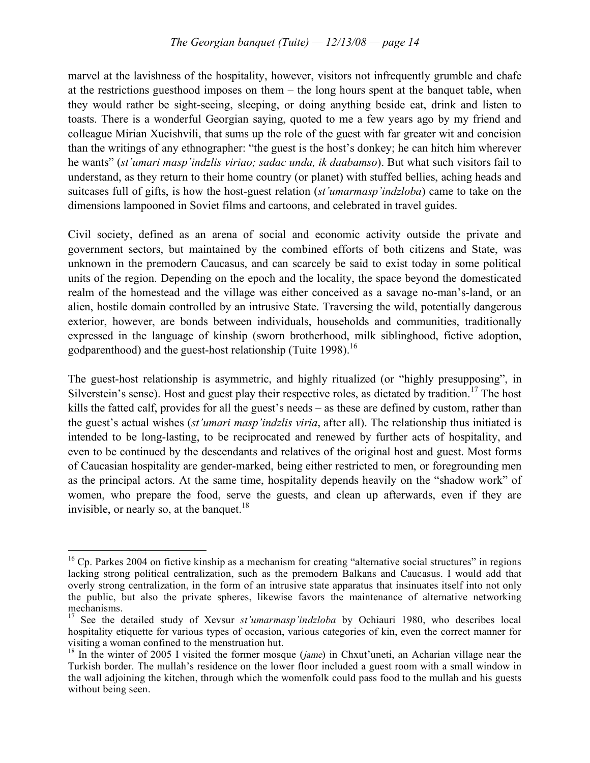marvel at the lavishness of the hospitality, however, visitors not infrequently grumble and chafe at the restrictions guesthood imposes on them – the long hours spent at the banquet table, when they would rather be sight-seeing, sleeping, or doing anything beside eat, drink and listen to toasts. There is a wonderful Georgian saying, quoted to me a few years ago by my friend and colleague Mirian Xucishvili, that sums up the role of the guest with far greater wit and concision than the writings of any ethnographer: "the guest is the host's donkey; he can hitch him wherever he wants" (*st'umari masp'indzlis viriao; sadac unda, ik daabamso*). But what such visitors fail to understand, as they return to their home country (or planet) with stuffed bellies, aching heads and suitcases full of gifts, is how the host-guest relation (*st'umarmasp'indzloba*) came to take on the dimensions lampooned in Soviet films and cartoons, and celebrated in travel guides.

Civil society, defined as an arena of social and economic activity outside the private and government sectors, but maintained by the combined efforts of both citizens and State, was unknown in the premodern Caucasus, and can scarcely be said to exist today in some political units of the region. Depending on the epoch and the locality, the space beyond the domesticated realm of the homestead and the village was either conceived as a savage no-man's-land, or an alien, hostile domain controlled by an intrusive State. Traversing the wild, potentially dangerous exterior, however, are bonds between individuals, households and communities, traditionally expressed in the language of kinship (sworn brotherhood, milk siblinghood, fictive adoption, godparenthood) and the guest-host relationship (Tuite 1998).[16]

The guest-host relationship is asymmetric, and highly ritualized (or "highly presupposing", in Silverstein's sense). Host and guest play their respective roles, as dictated by tradition.[17] The host kills the fatted calf, provides for all the guest's needs – as these are defined by custom, rather than the guest's actual wishes (*st'umari masp'indzlis viria*, after all). The relationship thus initiated is intended to be long-lasting, to be reciprocated and renewed by further acts of hospitality, and even to be continued by the descendants and relatives of the original host and guest. Most forms of Caucasian hospitality are gender-marked, being either restricted to men, or foregrounding men as the principal actors. At the same time, hospitality depends heavily on the "shadow work" of women, who prepare the food, serve the guests, and clean up afterwards, even if they are invisible, or nearly so, at the banquet.[18]

---

[16] Cp. Parkes 2004 on fictive kinship as a mechanism for creating "alternative social structures" in regions lacking strong political centralization, such as the premodern Balkans and Caucasus. I would add that overly strong centralization, in the form of an intrusive state apparatus that insinuates itself into not only the public, but also the private spheres, likewise favors the maintenance of alternative networking mechanisms.

[17] See the detailed study of Xevsur *st'umarmasp'indzloba* by Ochiauri 1980, who describes local hospitality etiquette for various types of occasion, various categories of kin, even the correct manner for visiting a woman confined to the menstruation hut.

[18] In the winter of 2005 I visited the former mosque (*jame*) in Chxut'uneti, an Acharian village near the Turkish border. The mullah's residence on the lower floor included a guest room with a small window in the wall adjoining the kitchen, through which the womenfolk could pass food to the mullah and his guests without being seen.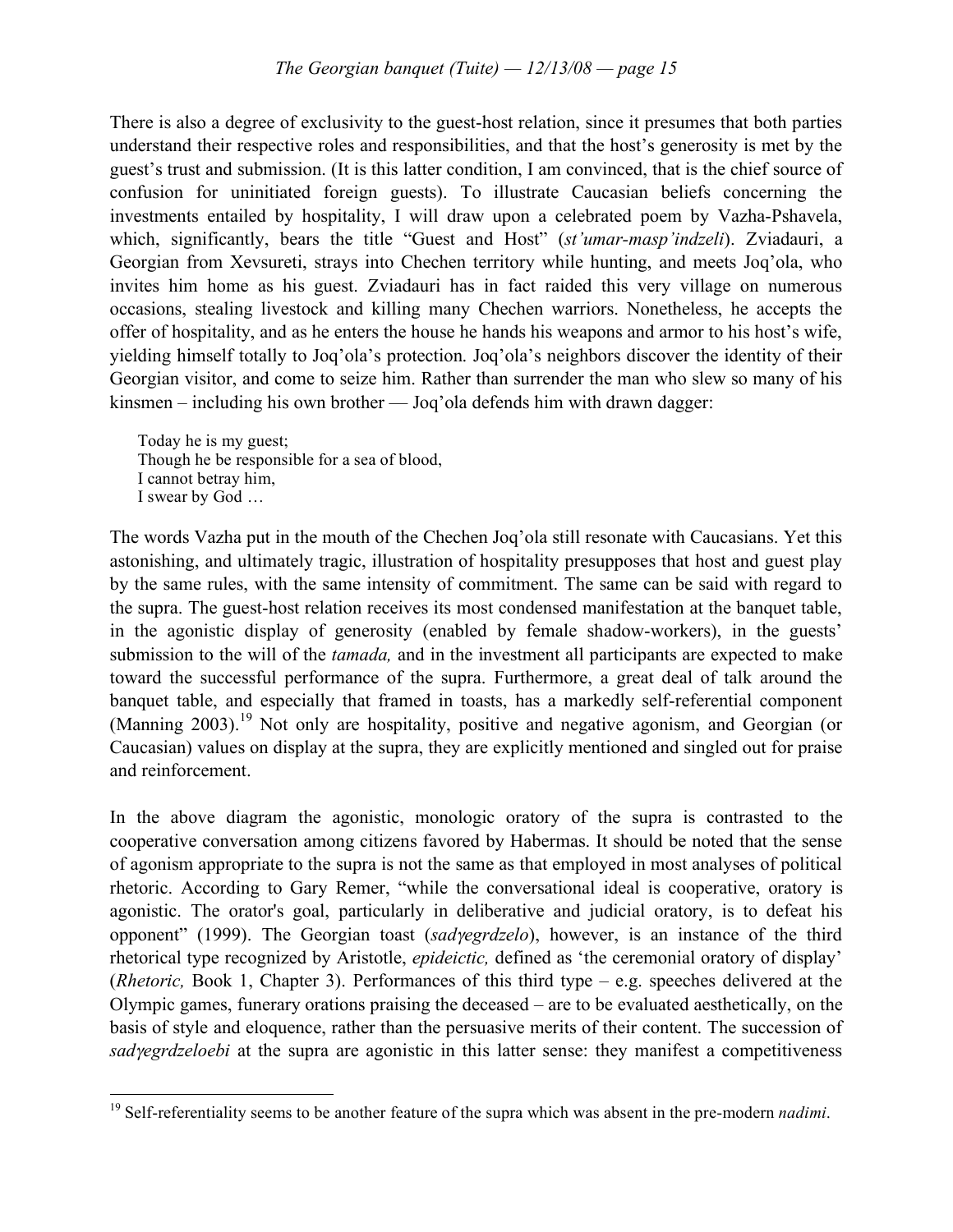There is also a degree of exclusivity to the guest-host relation, since it presumes that both parties understand their respective roles and responsibilities, and that the host's generosity is met by the guest's trust and submission. (It is this latter condition, I am convinced, that is the chief source of confusion for uninitiated foreign guests). To illustrate Caucasian beliefs concerning the investments entailed by hospitality, I will draw upon a celebrated poem by Vazha-Pshavela, which, significantly, bears the title "Guest and Host" (*st'umar-masp'indzeli*). Zviadauri, a Georgian from Xevsureti, strays into Chechen territory while hunting, and meets Joq'ola, who invites him home as his guest. Zviadauri has in fact raided this very village on numerous occasions, stealing livestock and killing many Chechen warriors. Nonetheless, he accepts the offer of hospitality, and as he enters the house he hands his weapons and armor to his host's wife, yielding himself totally to Joq'ola's protection. Joq'ola's neighbors discover the identity of their Georgian visitor, and come to seize him. Rather than surrender the man who slew so many of his kinsmen – including his own brother — Joq'ola defends him with drawn dagger:

> Today he is my guest;
> Though he be responsible for a sea of blood,
> I cannot betray him,
> I swear by God …

The words Vazha put in the mouth of the Chechen Joq'ola still resonate with Caucasians. Yet this astonishing, and ultimately tragic, illustration of hospitality presupposes that host and guest play by the same rules, with the same intensity of commitment. The same can be said with regard to the supra. The guest-host relation receives its most condensed manifestation at the banquet table, in the agonistic display of generosity (enabled by female shadow-workers), in the guests' submission to the will of the *tamada,* and in the investment all participants are expected to make toward the successful performance of the supra. Furthermore, a great deal of talk around the banquet table, and especially that framed in toasts, has a markedly self-referential component (Manning 2003).[19] Not only are hospitality, positive and negative agonism, and Georgian (or Caucasian) values on display at the supra, they are explicitly mentioned and singled out for praise and reinforcement.

In the above diagram the agonistic, monologic oratory of the supra is contrasted to the cooperative conversation among citizens favored by Habermas. It should be noted that the sense of agonism appropriate to the supra is not the same as that employed in most analyses of political rhetoric. According to Gary Remer, "while the conversational ideal is cooperative, oratory is agonistic. The orator's goal, particularly in deliberative and judicial oratory, is to defeat his opponent" (1999). The Georgian toast (*sadɣegrdzelo*), however, is an instance of the third rhetorical type recognized by Aristotle, *epideictic,* defined as 'the ceremonial oratory of display' (*Rhetoric,* Book 1, Chapter 3). Performances of this third type – e.g. speeches delivered at the Olympic games, funerary orations praising the deceased – are to be evaluated aesthetically, on the basis of style and eloquence, rather than the persuasive merits of their content. The succession of *sadɣegrdzeloebi* at the supra are agonistic in this latter sense: they manifest a competitiveness

[19] Self-referentiality seems to be another feature of the supra which was absent in the pre-modern *nadimi*.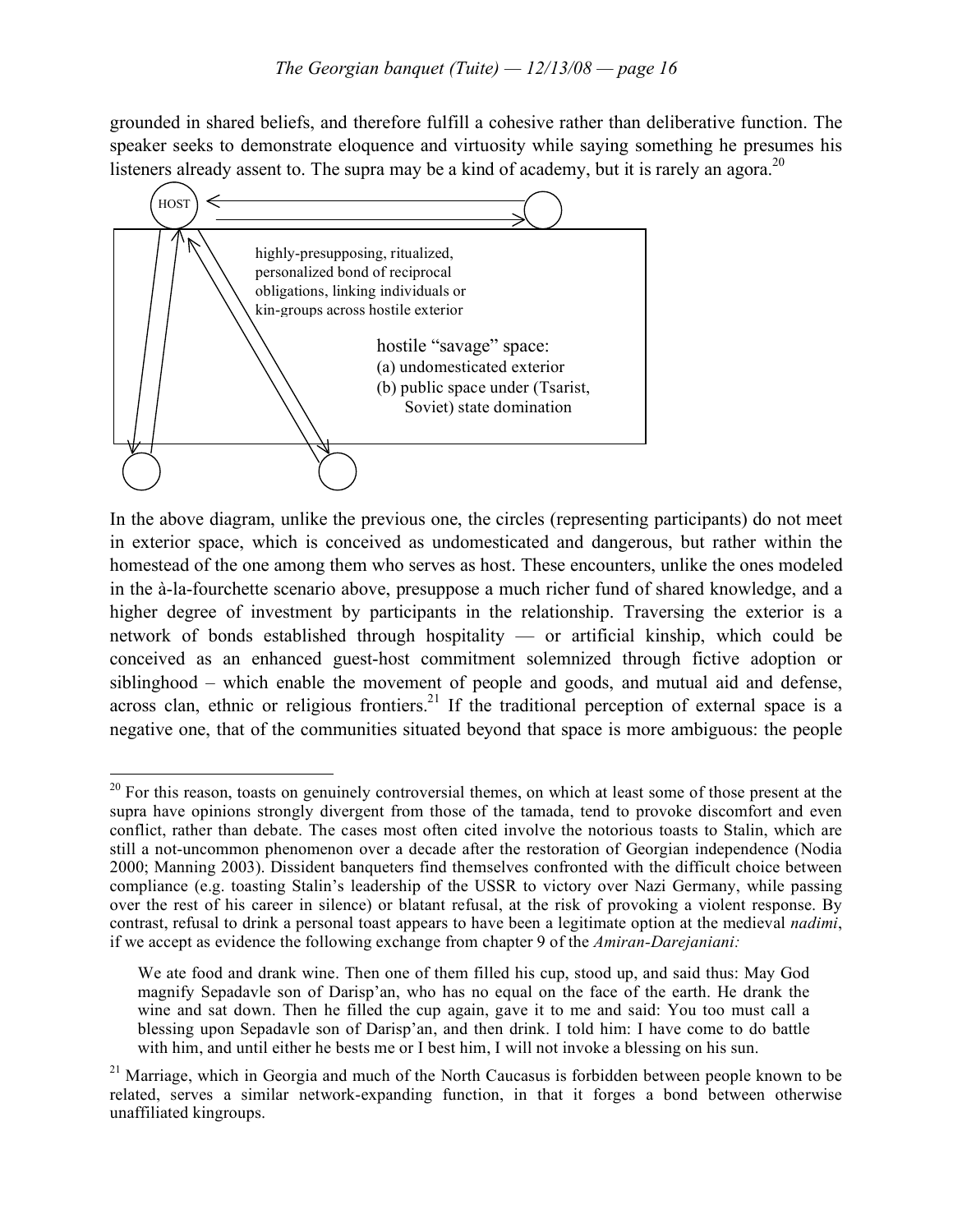grounded in shared beliefs, and therefore fulfill a cohesive rather than deliberative function. The speaker seeks to demonstrate eloquence and virtuosity while saying something he presumes his listeners already assent to. The supra may be a kind of academy, but it is rarely an agora.[20]

HOST

highly-presupposing, ritualized, personalized bond of reciprocal obligations, linking individuals or kin-groups across hostile exterior

hostile "savage" space:
(a) undomesticated exterior
(b) public space under (Tsarist, Soviet) state domination

In the above diagram, unlike the previous one, the circles (representing participants) do not meet in exterior space, which is conceived as undomesticated and dangerous, but rather within the homestead of the one among them who serves as host. These encounters, unlike the ones modeled in the à-la-fourchette scenario above, presuppose a much richer fund of shared knowledge, and a higher degree of investment by participants in the relationship. Traversing the exterior is a network of bonds established through hospitality — or artificial kinship, which could be conceived as an enhanced guest-host commitment solemnized through fictive adoption or siblinghood – which enable the movement of people and goods, and mutual aid and defense, across clan, ethnic or religious frontiers.[21] If the traditional perception of external space is a negative one, that of the communities situated beyond that space is more ambiguous: the people

[20] For this reason, toasts on genuinely controversial themes, on which at least some of those present at the supra have opinions strongly divergent from those of the tamada, tend to provoke discomfort and even conflict, rather than debate. The cases most often cited involve the notorious toasts to Stalin, which are still a not-uncommon phenomenon over a decade after the restoration of Georgian independence (Nodia 2000; Manning 2003). Dissident banqueters find themselves confronted with the difficult choice between compliance (e.g. toasting Stalin's leadership of the USSR to victory over Nazi Germany, while passing over the rest of his career in silence) or blatant refusal, at the risk of provoking a violent response. By contrast, refusal to drink a personal toast appears to have been a legitimate option at the medieval *nadimi*, if we accept as evidence the following exchange from chapter 9 of the *Amiran-Darejaniani:*

> We ate food and drank wine. Then one of them filled his cup, stood up, and said thus: May God magnify Sepadavle son of Darisp'an, who has no equal on the face of the earth. He drank the wine and sat down. Then he filled the cup again, gave it to me and said: You too must call a blessing upon Sepadavle son of Darisp'an, and then drink. I told him: I have come to do battle with him, and until either he bests me or I best him, I will not invoke a blessing on his sun.

[21] Marriage, which in Georgia and much of the North Caucasus is forbidden between people known to be related, serves a similar network-expanding function, in that it forges a bond between otherwise unaffiliated kingroups.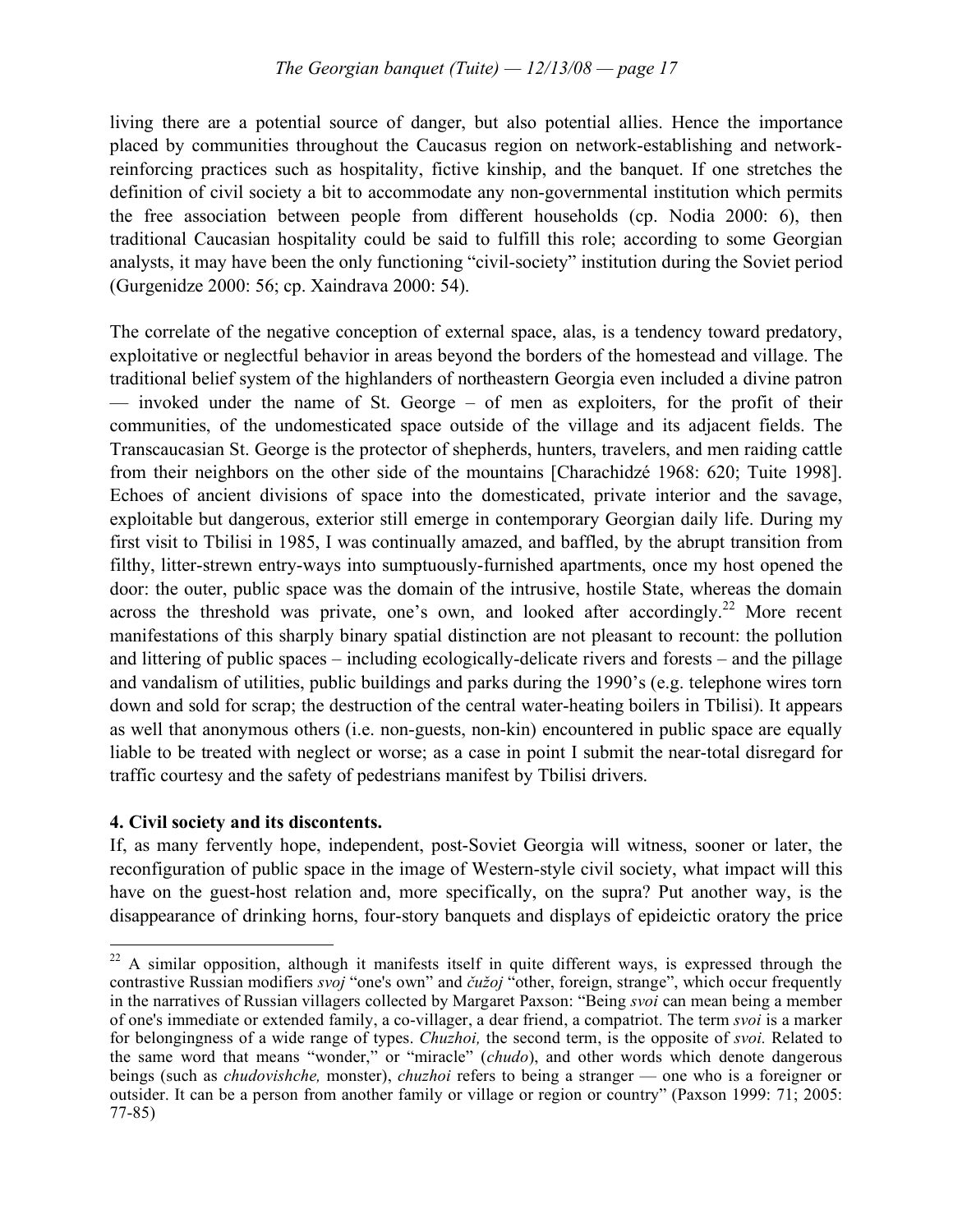living there are a potential source of danger, but also potential allies. Hence the importance placed by communities throughout the Caucasus region on network-establishing and network-reinforcing practices such as hospitality, fictive kinship, and the banquet. If one stretches the definition of civil society a bit to accommodate any non-governmental institution which permits the free association between people from different households (cp. Nodia 2000: 6), then traditional Caucasian hospitality could be said to fulfill this role; according to some Georgian analysts, it may have been the only functioning "civil-society" institution during the Soviet period (Gurgenidze 2000: 56; cp. Xaindrava 2000: 54).

The correlate of the negative conception of external space, alas, is a tendency toward predatory, exploitative or neglectful behavior in areas beyond the borders of the homestead and village. The traditional belief system of the highlanders of northeastern Georgia even included a divine patron — invoked under the name of St. George – of men as exploiters, for the profit of their communities, of the undomesticated space outside of the village and its adjacent fields. The Transcaucasian St. George is the protector of shepherds, hunters, travelers, and men raiding cattle from their neighbors on the other side of the mountains [Charachidzé 1968: 620; Tuite 1998]. Echoes of ancient divisions of space into the domesticated, private interior and the savage, exploitable but dangerous, exterior still emerge in contemporary Georgian daily life. During my first visit to Tbilisi in 1985, I was continually amazed, and baffled, by the abrupt transition from filthy, litter-strewn entry-ways into sumptuously-furnished apartments, once my host opened the door: the outer, public space was the domain of the intrusive, hostile State, whereas the domain across the threshold was private, one's own, and looked after accordingly.[22] More recent manifestations of this sharply binary spatial distinction are not pleasant to recount: the pollution and littering of public spaces – including ecologically-delicate rivers and forests – and the pillage and vandalism of utilities, public buildings and parks during the 1990's (e.g. telephone wires torn down and sold for scrap; the destruction of the central water-heating boilers in Tbilisi). It appears as well that anonymous others (i.e. non-guests, non-kin) encountered in public space are equally liable to be treated with neglect or worse; as a case in point I submit the near-total disregard for traffic courtesy and the safety of pedestrians manifest by Tbilisi drivers.

## 4. Civil society and its discontents.

If, as many fervently hope, independent, post-Soviet Georgia will witness, sooner or later, the reconfiguration of public space in the image of Western-style civil society, what impact will this have on the guest-host relation and, more specifically, on the supra? Put another way, is the disappearance of drinking horns, four-story banquets and displays of epideictic oratory the price

---

[22] A similar opposition, although it manifests itself in quite different ways, is expressed through the contrastive Russian modifiers *svoj* "one's own" and *čužoj* "other, foreign, strange", which occur frequently in the narratives of Russian villagers collected by Margaret Paxson: "Being *svoi* can mean being a member of one's immediate or extended family, a co-villager, a dear friend, a compatriot. The term *svoi* is a marker for belongingness of a wide range of types. *Chuzhoi,* the second term, is the opposite of *svoi.* Related to the same word that means "wonder," or "miracle" (*chudo*), and other words which denote dangerous beings (such as *chudovishche,* monster), *chuzhoi* refers to being a stranger — one who is a foreigner or outsider. It can be a person from another family or village or region or country" (Paxson 1999: 71; 2005: 77-85)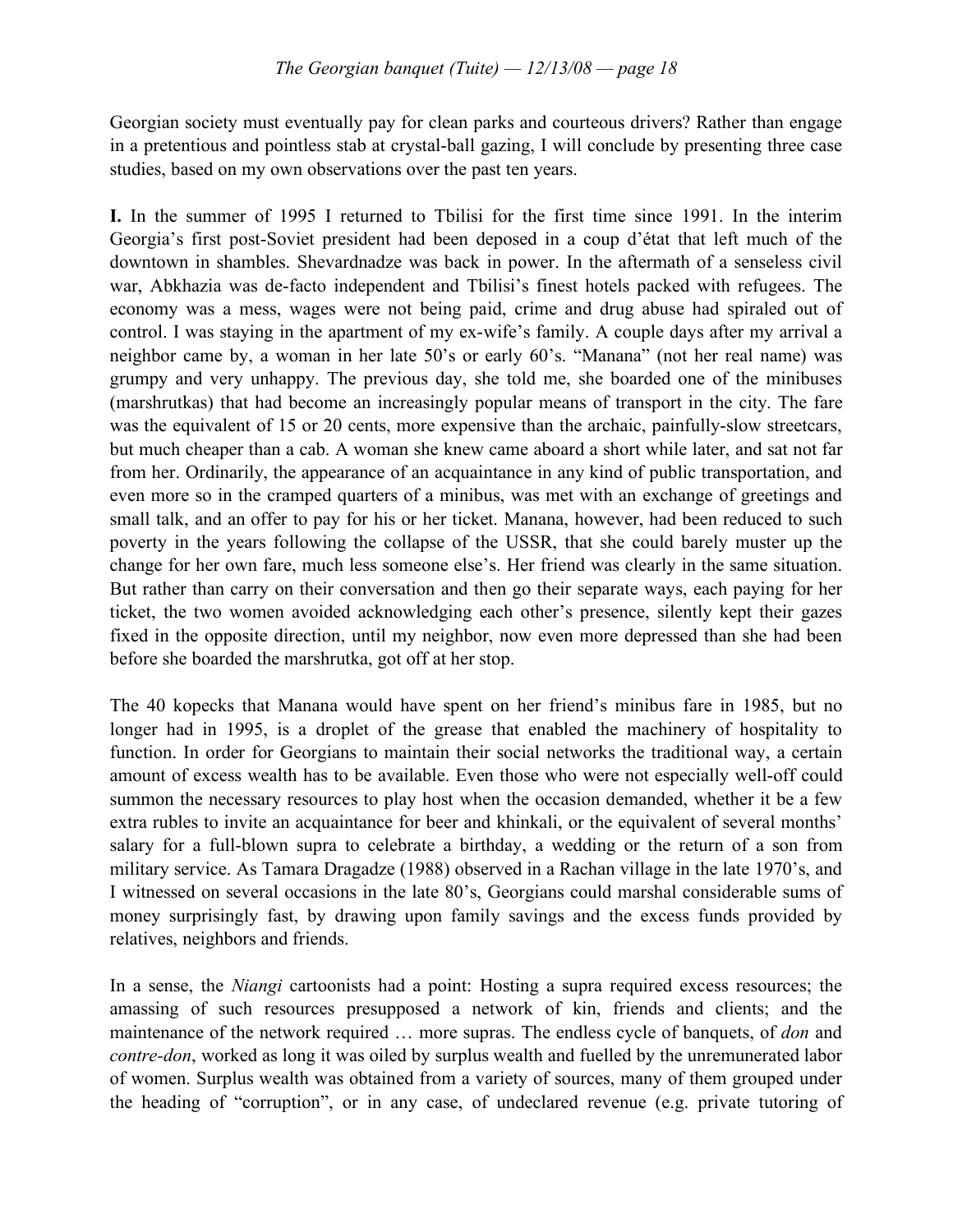Georgian society must eventually pay for clean parks and courteous drivers? Rather than engage in a pretentious and pointless stab at crystal-ball gazing, I will conclude by presenting three case studies, based on my own observations over the past ten years.

**I.** In the summer of 1995 I returned to Tbilisi for the first time since 1991. In the interim Georgia's first post-Soviet president had been deposed in a coup d'état that left much of the downtown in shambles. Shevardnadze was back in power. In the aftermath of a senseless civil war, Abkhazia was de-facto independent and Tbilisi's finest hotels packed with refugees. The economy was a mess, wages were not being paid, crime and drug abuse had spiraled out of control. I was staying in the apartment of my ex-wife's family. A couple days after my arrival a neighbor came by, a woman in her late 50's or early 60's. "Manana" (not her real name) was grumpy and very unhappy. The previous day, she told me, she boarded one of the minibuses (marshrutkas) that had become an increasingly popular means of transport in the city. The fare was the equivalent of 15 or 20 cents, more expensive than the archaic, painfully-slow streetcars, but much cheaper than a cab. A woman she knew came aboard a short while later, and sat not far from her. Ordinarily, the appearance of an acquaintance in any kind of public transportation, and even more so in the cramped quarters of a minibus, was met with an exchange of greetings and small talk, and an offer to pay for his or her ticket. Manana, however, had been reduced to such poverty in the years following the collapse of the USSR, that she could barely muster up the change for her own fare, much less someone else's. Her friend was clearly in the same situation. But rather than carry on their conversation and then go their separate ways, each paying for her ticket, the two women avoided acknowledging each other's presence, silently kept their gazes fixed in the opposite direction, until my neighbor, now even more depressed than she had been before she boarded the marshrutka, got off at her stop.

The 40 kopecks that Manana would have spent on her friend's minibus fare in 1985, but no longer had in 1995, is a droplet of the grease that enabled the machinery of hospitality to function. In order for Georgians to maintain their social networks the traditional way, a certain amount of excess wealth has to be available. Even those who were not especially well-off could summon the necessary resources to play host when the occasion demanded, whether it be a few extra rubles to invite an acquaintance for beer and khinkali, or the equivalent of several months' salary for a full-blown supra to celebrate a birthday, a wedding or the return of a son from military service. As Tamara Dragadze (1988) observed in a Rachan village in the late 1970's, and I witnessed on several occasions in the late 80's, Georgians could marshal considerable sums of money surprisingly fast, by drawing upon family savings and the excess funds provided by relatives, neighbors and friends.

In a sense, the *Niangi* cartoonists had a point: Hosting a supra required excess resources; the amassing of such resources presupposed a network of kin, friends and clients; and the maintenance of the network required … more supras. The endless cycle of banquets, of *don* and *contre-don*, worked as long it was oiled by surplus wealth and fuelled by the unremunerated labor of women. Surplus wealth was obtained from a variety of sources, many of them grouped under the heading of "corruption", or in any case, of undeclared revenue (e.g. private tutoring of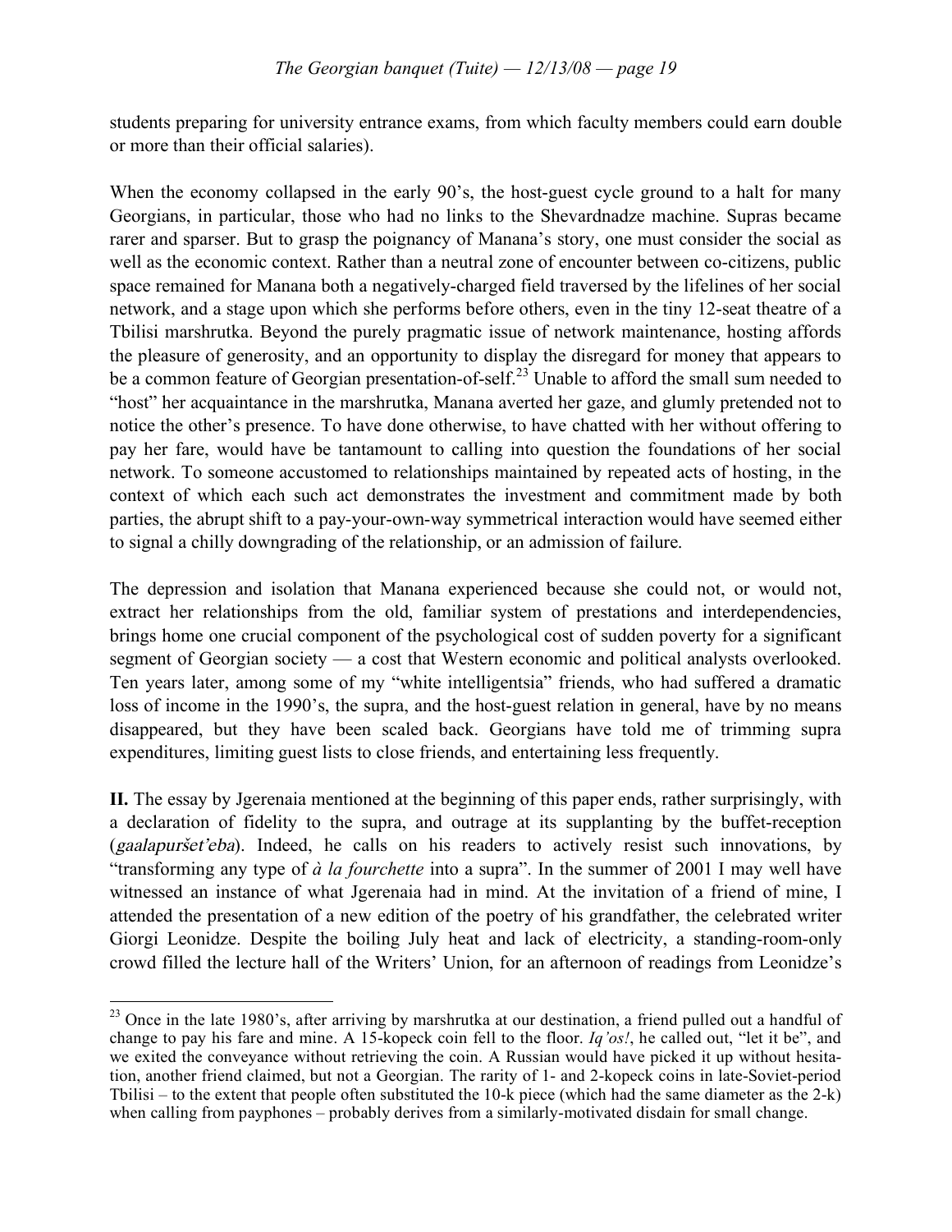students preparing for university entrance exams, from which faculty members could earn double or more than their official salaries).

When the economy collapsed in the early 90's, the host-guest cycle ground to a halt for many Georgians, in particular, those who had no links to the Shevardnadze machine. Supras became rarer and sparser. But to grasp the poignancy of Manana's story, one must consider the social as well as the economic context. Rather than a neutral zone of encounter between co-citizens, public space remained for Manana both a negatively-charged field traversed by the lifelines of her social network, and a stage upon which she performs before others, even in the tiny 12-seat theatre of a Tbilisi marshrutka. Beyond the purely pragmatic issue of network maintenance, hosting affords the pleasure of generosity, and an opportunity to display the disregard for money that appears to be a common feature of Georgian presentation-of-self.[23] Unable to afford the small sum needed to "host" her acquaintance in the marshrutka, Manana averted her gaze, and glumly pretended not to notice the other's presence. To have done otherwise, to have chatted with her without offering to pay her fare, would have be tantamount to calling into question the foundations of her social network. To someone accustomed to relationships maintained by repeated acts of hosting, in the context of which each such act demonstrates the investment and commitment made by both parties, the abrupt shift to a pay-your-own-way symmetrical interaction would have seemed either to signal a chilly downgrading of the relationship, or an admission of failure.

The depression and isolation that Manana experienced because she could not, or would not, extract her relationships from the old, familiar system of prestations and interdependencies, brings home one crucial component of the psychological cost of sudden poverty for a significant segment of Georgian society — a cost that Western economic and political analysts overlooked. Ten years later, among some of my "white intelligentsia" friends, who had suffered a dramatic loss of income in the 1990's, the supra, and the host-guest relation in general, have by no means disappeared, but they have been scaled back. Georgians have told me of trimming supra expenditures, limiting guest lists to close friends, and entertaining less frequently.

**II.** The essay by Jgerenaia mentioned at the beginning of this paper ends, rather surprisingly, with a declaration of fidelity to the supra, and outrage at its supplanting by the buffet-reception (*gaalapuršet'eba*). Indeed, he calls on his readers to actively resist such innovations, by "transforming any type of *à la fourchette* into a supra". In the summer of 2001 I may well have witnessed an instance of what Jgerenaia had in mind. At the invitation of a friend of mine, I attended the presentation of a new edition of the poetry of his grandfather, the celebrated writer Giorgi Leonidze. Despite the boiling July heat and lack of electricity, a standing-room-only crowd filled the lecture hall of the Writers' Union, for an afternoon of readings from Leonidze's

---

[23] Once in the late 1980's, after arriving by marshrutka at our destination, a friend pulled out a handful of change to pay his fare and mine. A 15-kopeck coin fell to the floor. *Iq'os!*, he called out, "let it be", and we exited the conveyance without retrieving the coin. A Russian would have picked it up without hesitation, another friend claimed, but not a Georgian. The rarity of 1- and 2-kopeck coins in late-Soviet-period Tbilisi – to the extent that people often substituted the 10-k piece (which had the same diameter as the 2-k) when calling from payphones – probably derives from a similarly-motivated disdain for small change.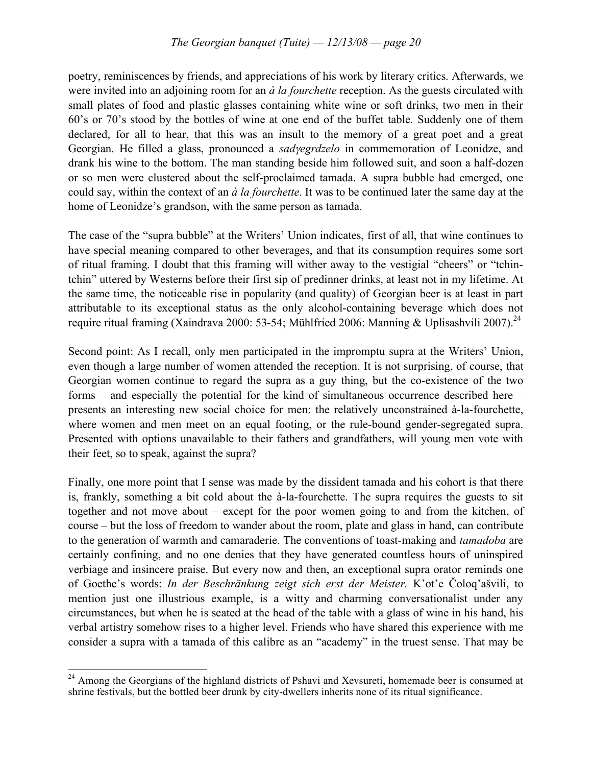poetry, reminiscences by friends, and appreciations of his work by literary critics. Afterwards, we were invited into an adjoining room for an *à la fourchette* reception. As the guests circulated with small plates of food and plastic glasses containing white wine or soft drinks, two men in their 60's or 70's stood by the bottles of wine at one end of the buffet table. Suddenly one of them declared, for all to hear, that this was an insult to the memory of a great poet and a great Georgian. He filled a glass, pronounced a *sadγegrdzelo* in commemoration of Leonidze, and drank his wine to the bottom. The man standing beside him followed suit, and soon a half-dozen or so men were clustered about the self-proclaimed tamada. A supra bubble had emerged, one could say, within the context of an *à la fourchette*. It was to be continued later the same day at the home of Leonidze's grandson, with the same person as tamada.

The case of the "supra bubble" at the Writers' Union indicates, first of all, that wine continues to have special meaning compared to other beverages, and that its consumption requires some sort of ritual framing. I doubt that this framing will wither away to the vestigial "cheers" or "tchin-tchin" uttered by Westerns before their first sip of predinner drinks, at least not in my lifetime. At the same time, the noticeable rise in popularity (and quality) of Georgian beer is at least in part attributable to its exceptional status as the only alcohol-containing beverage which does not require ritual framing (Xaindrava 2000: 53-54; Mühlfried 2006: Manning & Uplisashvili 2007).[24]

Second point: As I recall, only men participated in the impromptu supra at the Writers' Union, even though a large number of women attended the reception. It is not surprising, of course, that Georgian women continue to regard the supra as a guy thing, but the co-existence of the two forms – and especially the potential for the kind of simultaneous occurrence described here – presents an interesting new social choice for men: the relatively unconstrained à-la-fourchette, where women and men meet on an equal footing, or the rule-bound gender-segregated supra. Presented with options unavailable to their fathers and grandfathers, will young men vote with their feet, so to speak, against the supra?

Finally, one more point that I sense was made by the dissident tamada and his cohort is that there is, frankly, something a bit cold about the à-la-fourchette. The supra requires the guests to sit together and not move about – except for the poor women going to and from the kitchen, of course – but the loss of freedom to wander about the room, plate and glass in hand, can contribute to the generation of warmth and camaraderie. The conventions of toast-making and *tamadoba* are certainly confining, and no one denies that they have generated countless hours of uninspired verbiage and insincere praise. But every now and then, an exceptional supra orator reminds one of Goethe's words: *In der Beschränkung zeigt sich erst der Meister.* K'ot'e Čoloq'ašvili, to mention just one illustrious example, is a witty and charming conversationalist under any circumstances, but when he is seated at the head of the table with a glass of wine in his hand, his verbal artistry somehow rises to a higher level. Friends who have shared this experience with me consider a supra with a tamada of this calibre as an "academy" in the truest sense. That may be

---

[24] Among the Georgians of the highland districts of Pshavi and Xevsureti, homemade beer is consumed at shrine festivals, but the bottled beer drunk by city-dwellers inherits none of its ritual significance.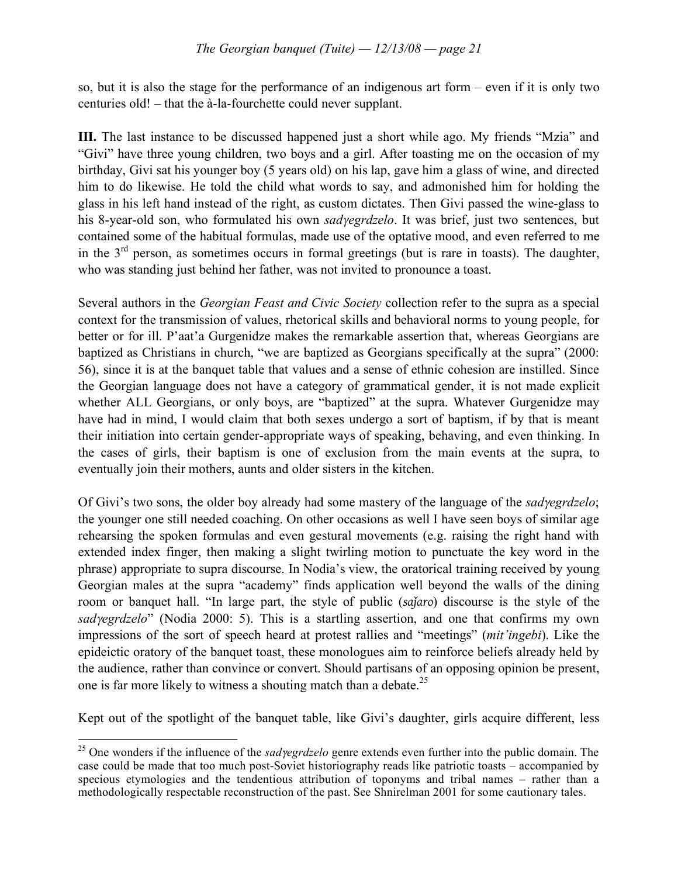so, but it is also the stage for the performance of an indigenous art form – even if it is only two centuries old! – that the à-la-fourchette could never supplant.

**III.** The last instance to be discussed happened just a short while ago. My friends "Mzia" and "Givi" have three young children, two boys and a girl. After toasting me on the occasion of my birthday, Givi sat his younger boy (5 years old) on his lap, gave him a glass of wine, and directed him to do likewise. He told the child what words to say, and admonished him for holding the glass in his left hand instead of the right, as custom dictates. Then Givi passed the wine-glass to his 8-year-old son, who formulated his own *sadγegrdzelo*. It was brief, just two sentences, but contained some of the habitual formulas, made use of the optative mood, and even referred to me in the 3rd person, as sometimes occurs in formal greetings (but is rare in toasts). The daughter, who was standing just behind her father, was not invited to pronounce a toast.

Several authors in the *Georgian Feast and Civic Society* collection refer to the supra as a special context for the transmission of values, rhetorical skills and behavioral norms to young people, for better or for ill. P'aat'a Gurgenidze makes the remarkable assertion that, whereas Georgians are baptized as Christians in church, "we are baptized as Georgians specifically at the supra" (2000: 56), since it is at the banquet table that values and a sense of ethnic cohesion are instilled. Since the Georgian language does not have a category of grammatical gender, it is not made explicit whether ALL Georgians, or only boys, are "baptized" at the supra. Whatever Gurgenidze may have had in mind, I would claim that both sexes undergo a sort of baptism, if by that is meant their initiation into certain gender-appropriate ways of speaking, behaving, and even thinking. In the cases of girls, their baptism is one of exclusion from the main events at the supra, to eventually join their mothers, aunts and older sisters in the kitchen.

Of Givi's two sons, the older boy already had some mastery of the language of the *sadγegrdzelo*; the younger one still needed coaching. On other occasions as well I have seen boys of similar age rehearsing the spoken formulas and even gestural movements (e.g. raising the right hand with extended index finger, then making a slight twirling motion to punctuate the key word in the phrase) appropriate to supra discourse. In Nodia's view, the oratorical training received by young Georgian males at the supra "academy" finds application well beyond the walls of the dining room or banquet hall. "In large part, the style of public (*saǰaro*) discourse is the style of the *sadγegrdzelo*" (Nodia 2000: 5). This is a startling assertion, and one that confirms my own impressions of the sort of speech heard at protest rallies and "meetings" (*mit'ingebi*). Like the epideictic oratory of the banquet toast, these monologues aim to reinforce beliefs already held by the audience, rather than convince or convert. Should partisans of an opposing opinion be present, one is far more likely to witness a shouting match than a debate.[25]

Kept out of the spotlight of the banquet table, like Givi's daughter, girls acquire different, less

---

[25] One wonders if the influence of the *sadγegrdzelo* genre extends even further into the public domain. The case could be made that too much post-Soviet historiography reads like patriotic toasts – accompanied by specious etymologies and the tendentious attribution of toponyms and tribal names – rather than a methodologically respectable reconstruction of the past. See Shnirelman 2001 for some cautionary tales.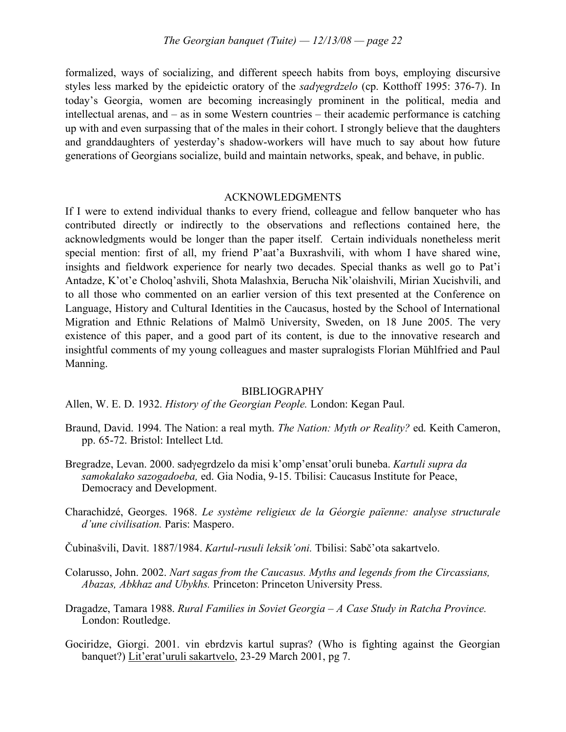formalized, ways of socializing, and different speech habits from boys, employing discursive styles less marked by the epideictic oratory of the *sadγegrdzelo* (cp. Kotthoff 1995: 376-7). In today's Georgia, women are becoming increasingly prominent in the political, media and intellectual arenas, and – as in some Western countries – their academic performance is catching up with and even surpassing that of the males in their cohort. I strongly believe that the daughters and granddaughters of yesterday's shadow-workers will have much to say about how future generations of Georgians socialize, build and maintain networks, speak, and behave, in public.

## ACKNOWLEDGMENTS

If I were to extend individual thanks to every friend, colleague and fellow banqueter who has contributed directly or indirectly to the observations and reflections contained here, the acknowledgments would be longer than the paper itself. Certain individuals nonetheless merit special mention: first of all, my friend P'aat'a Buxrashvili, with whom I have shared wine, insights and fieldwork experience for nearly two decades. Special thanks as well go to Pat'i Antadze, K'ot'e Choloq'ashvili, Shota Malashxia, Berucha Nik'olaishvili, Mirian Xucishvili, and to all those who commented on an earlier version of this text presented at the Conference on Language, History and Cultural Identities in the Caucasus, hosted by the School of International Migration and Ethnic Relations of Malmö University, Sweden, on 18 June 2005. The very existence of this paper, and a good part of its content, is due to the innovative research and insightful comments of my young colleagues and master supralogists Florian Mühlfried and Paul Manning.

## BIBLIOGRAPHY

Allen, W. E. D. 1932. *History of the Georgian People.* London: Kegan Paul.

Braund, David. 1994. The Nation: a real myth. *The Nation: Myth or Reality?* ed. Keith Cameron, pp. 65-72. Bristol: Intellect Ltd.

Bregradze, Levan. 2000. sadγegrdzelo da misi k'omp'ensat'oruli buneba. *Kartuli supra da samokalako sazogadoeba,* ed. Gia Nodia, 9-15. Tbilisi: Caucasus Institute for Peace, Democracy and Development.

Charachidzé, Georges. 1968. *Le système religieux de la Géorgie païenne: analyse structurale d'une civilisation.* Paris: Maspero.

Čubinašvili, Davit. 1887/1984. *Kartul-rusuli leksik'oni.* Tbilisi: Sabč'ota sakartvelo.

Colarusso, John. 2002. *Nart sagas from the Caucasus. Myths and legends from the Circassians, Abazas, Abkhaz and Ubykhs.* Princeton: Princeton University Press.

Dragadze, Tamara 1988. *Rural Families in Soviet Georgia – A Case Study in Ratcha Province.* London: Routledge.

Gociridze, Giorgi. 2001. vin ebrdzvis kartul supras? (Who is fighting against the Georgian banquet?) Lit'erat'uruli sakartvelo, 23-29 March 2001, pg 7.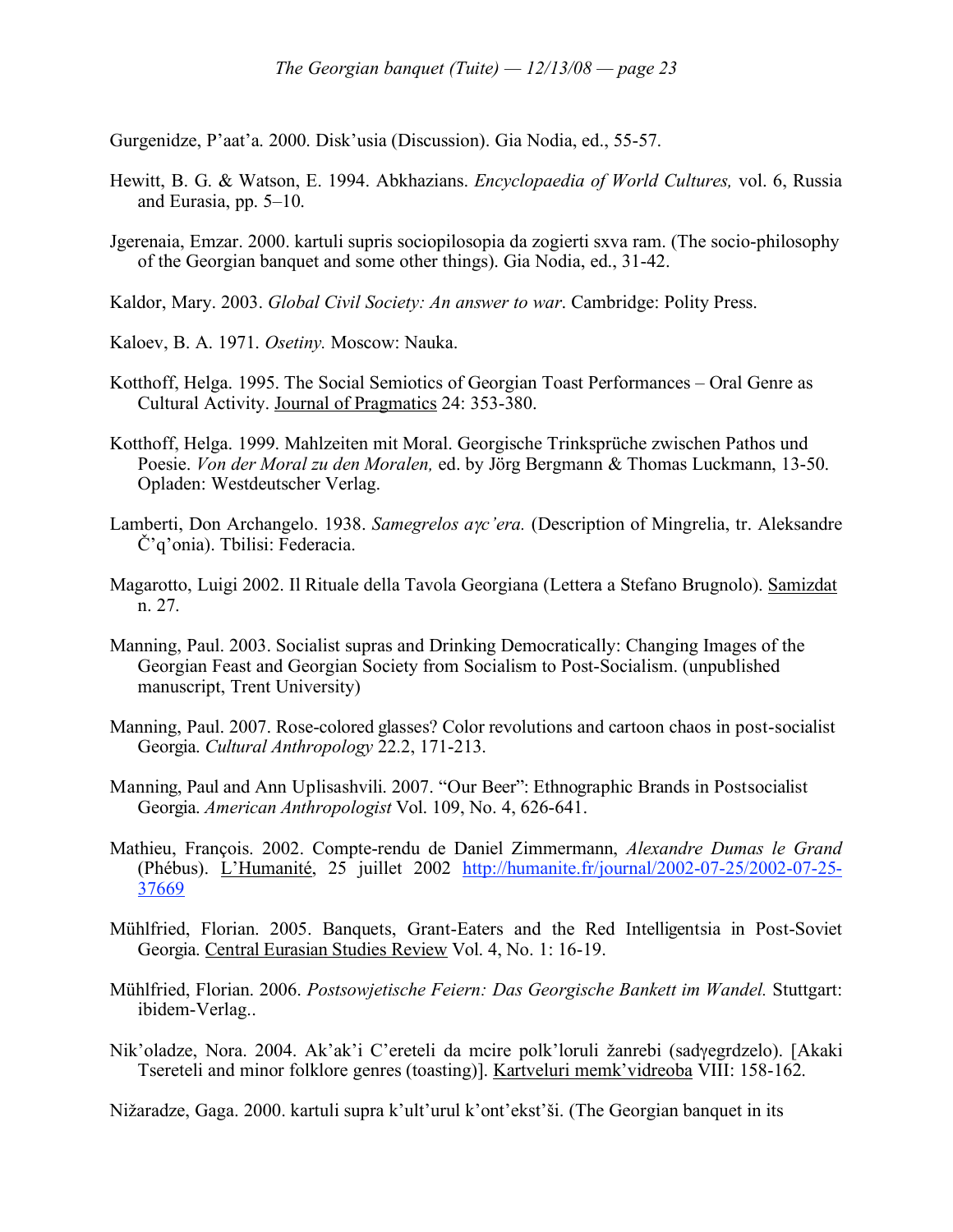Gurgenidze, P'aat'a. 2000. Disk'usia (Discussion). Gia Nodia, ed., 55-57.

Hewitt, B. G. & Watson, E. 1994. Abkhazians. *Encyclopaedia of World Cultures,* vol. 6, Russia and Eurasia, pp. 5–10.

Jgerenaia, Emzar. 2000. kartuli supris sociopilosopia da zogierti sxva ram. (The socio-philosophy of the Georgian banquet and some other things). Gia Nodia, ed., 31-42.

Kaldor, Mary. 2003. *Global Civil Society: An answer to war*. Cambridge: Polity Press.

Kaloev, B. A. 1971. *Osetiny.* Moscow: Nauka.

Kotthoff, Helga. 1995. The Social Semiotics of Georgian Toast Performances – Oral Genre as Cultural Activity. Journal of Pragmatics 24: 353-380.

Kotthoff, Helga. 1999. Mahlzeiten mit Moral. Georgische Trinksprüche zwischen Pathos und Poesie. *Von der Moral zu den Moralen,* ed. by Jörg Bergmann & Thomas Luckmann, 13-50. Opladen: Westdeutscher Verlag.

Lamberti, Don Archangelo. 1938. *Samegrelos aγc'era.* (Description of Mingrelia, tr. Aleksandre Č'q'onia). Tbilisi: Federacia.

Magarotto, Luigi 2002. Il Rituale della Tavola Georgiana (Lettera a Stefano Brugnolo). Samizdat n. 27.

Manning, Paul. 2003. Socialist supras and Drinking Democratically: Changing Images of the Georgian Feast and Georgian Society from Socialism to Post-Socialism. (unpublished manuscript, Trent University)

Manning, Paul. 2007. Rose-colored glasses? Color revolutions and cartoon chaos in post-socialist Georgia. *Cultural Anthropology* 22.2, 171-213.

Manning, Paul and Ann Uplisashvili. 2007. "Our Beer": Ethnographic Brands in Postsocialist Georgia. *American Anthropologist* Vol. 109, No. 4, 626-641.

Mathieu, François. 2002. Compte-rendu de Daniel Zimmermann, *Alexandre Dumas le Grand* (Phébus). L'Humanité, 25 juillet 2002 http://humanite.fr/journal/2002-07-25/2002-07-25-37669

Mühlfried, Florian. 2005. Banquets, Grant-Eaters and the Red Intelligentsia in Post-Soviet Georgia. Central Eurasian Studies Review Vol. 4, No. 1: 16-19.

Mühlfried, Florian. 2006. *Postsowjetische Feiern: Das Georgische Bankett im Wandel.* Stuttgart: ibidem-Verlag..

Nik'oladze, Nora. 2004. Ak'ak'i C'ereteli da mcire polk'loruli žanrebi (sadγegrdzelo). [Akaki Tsereteli and minor folklore genres (toasting)]. Kartveluri memk'vidreoba VIII: 158-162.

Nižaradze, Gaga. 2000. kartuli supra k'ult'urul k'ont'ekst'ši. (The Georgian banquet in its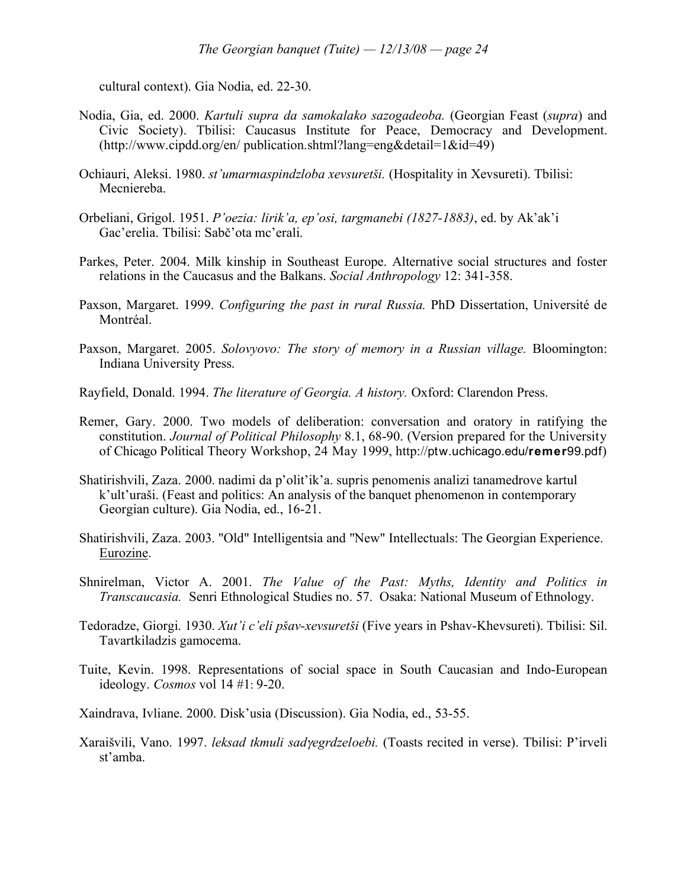cultural context). Gia Nodia, ed. 22-30.

Nodia, Gia, ed. 2000. *Kartuli supra da samokalako sazogadeoba.* (Georgian Feast (*supra*) and Civic Society). Tbilisi: Caucasus Institute for Peace, Democracy and Development. (http://www.cipdd.org/en/ publication.shtml?lang=eng&detail=1&id=49)

Ochiauri, Aleksi. 1980. *st'umarmaspindzloba xevsuretši.* (Hospitality in Xevsureti). Tbilisi: Mecniereba.

Orbeliani, Grigol. 1951. *P'oezia: lirik'a, ep'osi, targmanebi (1827-1883)*, ed. by Ak'ak'i Gac'erelia. Tbilisi: Sabč'ota mc'erali.

Parkes, Peter. 2004. Milk kinship in Southeast Europe. Alternative social structures and foster relations in the Caucasus and the Balkans. *Social Anthropology* 12: 341-358.

Paxson, Margaret. 1999. *Configuring the past in rural Russia.* PhD Dissertation, Université de Montréal.

Paxson, Margaret. 2005. *Solovyovo: The story of memory in a Russian village.* Bloomington: Indiana University Press.

Rayfield, Donald. 1994. *The literature of Georgia. A history.* Oxford: Clarendon Press.

Remer, Gary. 2000. Two models of deliberation: conversation and oratory in ratifying the constitution. *Journal of Political Philosophy* 8.1, 68-90. (Version prepared for the University of Chicago Political Theory Workshop, 24 May 1999, http://ptw.uchicago.edu/remer99.pdf)

Shatirishvili, Zaza. 2000. nadimi da p'olit'ik'a. supris penomenis analizi tanamedrove kartul k'ult'uraši. (Feast and politics: An analysis of the banquet phenomenon in contemporary Georgian culture). Gia Nodia, ed., 16-21.

Shatirishvili, Zaza. 2003. "Old" Intelligentsia and "New" Intellectuals: The Georgian Experience. Eurozine.

Shnirelman, Victor A. 2001. *The Value of the Past: Myths, Identity and Politics in Transcaucasia.* Senri Ethnological Studies no. 57. Osaka: National Museum of Ethnology.

Tedoradze, Giorgi. 1930. *Xut'i c'eli pšav-xevsuretši* (Five years in Pshav-Khevsureti). Tbilisi: Sil. Tavartkiladzis gamocema.

Tuite, Kevin. 1998. Representations of social space in South Caucasian and Indo-European ideology. *Cosmos* vol 14 #1: 9-20.

Xaindrava, Ivliane. 2000. Disk'usia (Discussion). Gia Nodia, ed., 53-55.

Xaraišvili, Vano. 1997. *leksad tkmuli sadɣegrdzeloebi.* (Toasts recited in verse). Tbilisi: P'irveli st'amba.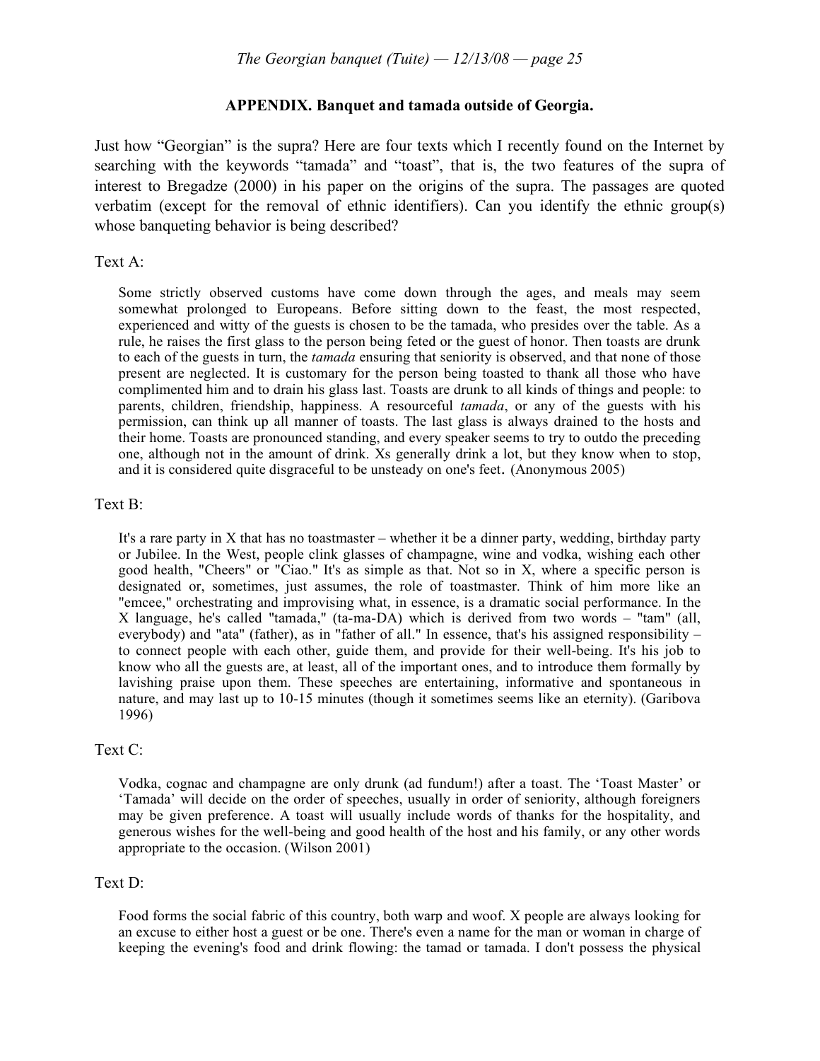## APPENDIX. Banquet and tamada outside of Georgia.

Just how "Georgian" is the supra? Here are four texts which I recently found on the Internet by searching with the keywords "tamada" and "toast", that is, the two features of the supra of interest to Bregadze (2000) in his paper on the origins of the supra. The passages are quoted verbatim (except for the removal of ethnic identifiers). Can you identify the ethnic group(s) whose banqueting behavior is being described?

Text A:

> Some strictly observed customs have come down through the ages, and meals may seem somewhat prolonged to Europeans. Before sitting down to the feast, the most respected, experienced and witty of the guests is chosen to be the tamada, who presides over the table. As a rule, he raises the first glass to the person being feted or the guest of honor. Then toasts are drunk to each of the guests in turn, the *tamada* ensuring that seniority is observed, and that none of those present are neglected. It is customary for the person being toasted to thank all those who have complimented him and to drain his glass last. Toasts are drunk to all kinds of things and people: to parents, children, friendship, happiness. A resourceful *tamada*, or any of the guests with his permission, can think up all manner of toasts. The last glass is always drained to the hosts and their home. Toasts are pronounced standing, and every speaker seems to try to outdo the preceding one, although not in the amount of drink. Xs generally drink a lot, but they know when to stop, and it is considered quite disgraceful to be unsteady on one's feet. (Anonymous 2005)

Text B:

> It's a rare party in X that has no toastmaster – whether it be a dinner party, wedding, birthday party or Jubilee. In the West, people clink glasses of champagne, wine and vodka, wishing each other good health, "Cheers" or "Ciao." It's as simple as that. Not so in X, where a specific person is designated or, sometimes, just assumes, the role of toastmaster. Think of him more like an "emcee," orchestrating and improvising what, in essence, is a dramatic social performance. In the X language, he's called "tamada," (ta-ma-DA) which is derived from two words – "tam" (all, everybody) and "ata" (father), as in "father of all." In essence, that's his assigned responsibility – to connect people with each other, guide them, and provide for their well-being. It's his job to know who all the guests are, at least, all of the important ones, and to introduce them formally by lavishing praise upon them. These speeches are entertaining, informative and spontaneous in nature, and may last up to 10-15 minutes (though it sometimes seems like an eternity). (Garibova 1996)

Text C:

> Vodka, cognac and champagne are only drunk (ad fundum!) after a toast. The 'Toast Master' or 'Tamada' will decide on the order of speeches, usually in order of seniority, although foreigners may be given preference. A toast will usually include words of thanks for the hospitality, and generous wishes for the well-being and good health of the host and his family, or any other words appropriate to the occasion. (Wilson 2001)

Text D:

> Food forms the social fabric of this country, both warp and woof. X people are always looking for an excuse to either host a guest or be one. There's even a name for the man or woman in charge of keeping the evening's food and drink flowing: the tamad or tamada. I don't possess the physical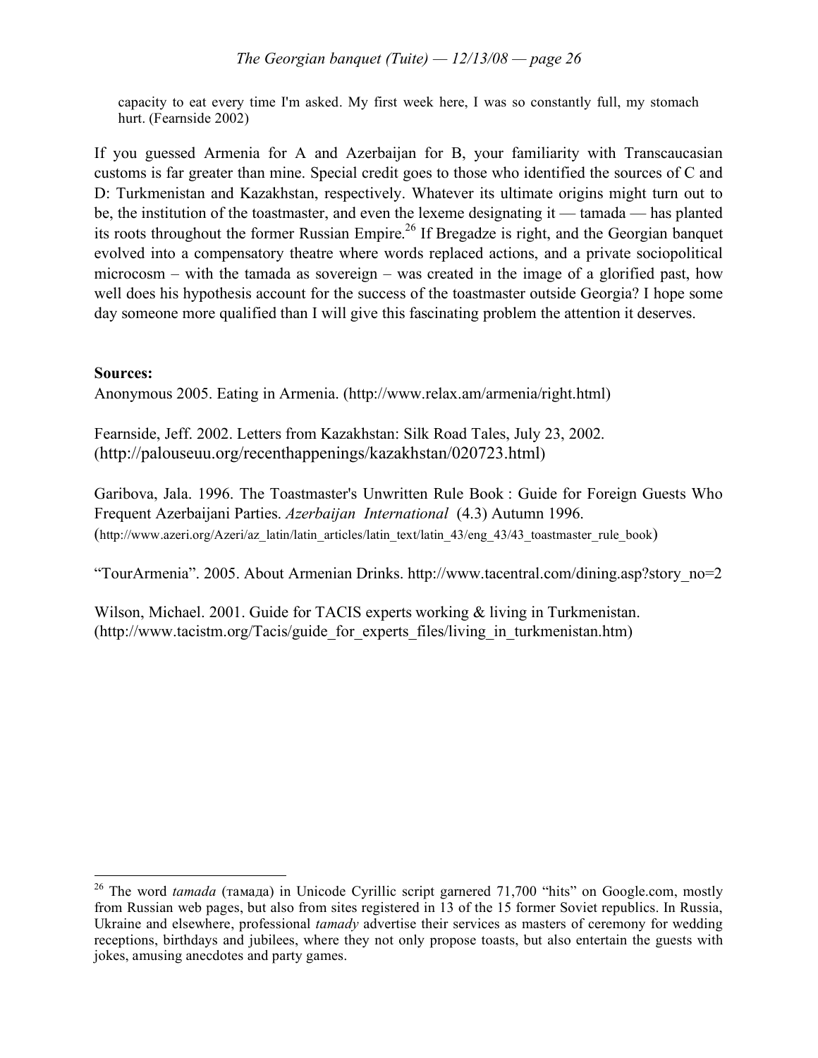capacity to eat every time I'm asked. My first week here, I was so constantly full, my stomach hurt. (Fearnside 2002)

If you guessed Armenia for A and Azerbaijan for B, your familiarity with Transcaucasian customs is far greater than mine. Special credit goes to those who identified the sources of C and D: Turkmenistan and Kazakhstan, respectively. Whatever its ultimate origins might turn out to be, the institution of the toastmaster, and even the lexeme designating it — tamada — has planted its roots throughout the former Russian Empire.[26] If Bregadze is right, and the Georgian banquet evolved into a compensatory theatre where words replaced actions, and a private sociopolitical microcosm – with the tamada as sovereign – was created in the image of a glorified past, how well does his hypothesis account for the success of the toastmaster outside Georgia? I hope some day someone more qualified than I will give this fascinating problem the attention it deserves.

**Sources:**

Anonymous 2005. Eating in Armenia. (http://www.relax.am/armenia/right.html)

Fearnside, Jeff. 2002. Letters from Kazakhstan: Silk Road Tales, July 23, 2002. (http://palouseuu.org/recenthappenings/kazakhstan/020723.html)

Garibova, Jala. 1996. The Toastmaster's Unwritten Rule Book : Guide for Foreign Guests Who Frequent Azerbaijani Parties. *Azerbaijan International* (4.3) Autumn 1996. (http://www.azeri.org/Azeri/az_latin/latin_articles/latin_text/latin_43/eng_43/43_toastmaster_rule_book)

"TourArmenia". 2005. About Armenian Drinks. http://www.tacentral.com/dining.asp?story_no=2

Wilson, Michael. 2001. Guide for TACIS experts working & living in Turkmenistan. (http://www.tacistm.org/Tacis/guide_for_experts_files/living_in_turkmenistan.htm)

---

[26] The word *tamada* (тамада) in Unicode Cyrillic script garnered 71,700 "hits" on Google.com, mostly from Russian web pages, but also from sites registered in 13 of the 15 former Soviet republics. In Russia, Ukraine and elsewhere, professional *tamady* advertise their services as masters of ceremony for wedding receptions, birthdays and jubilees, where they not only propose toasts, but also entertain the guests with jokes, amusing anecdotes and party games.